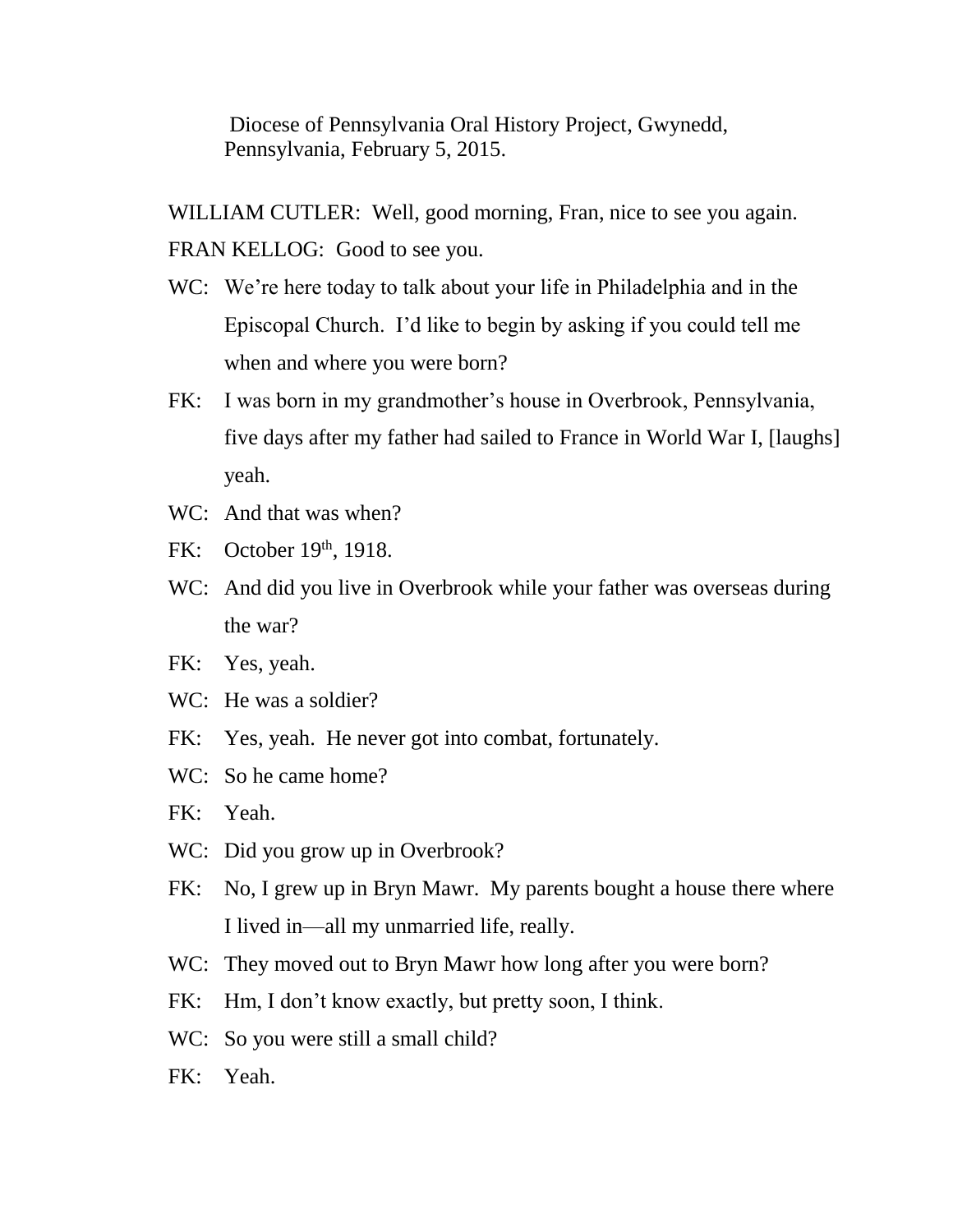Diocese of Pennsylvania Oral History Project, Gwynedd, Pennsylvania, February 5, 2015.

WILLIAM CUTLER: Well, good morning, Fran, nice to see you again.

FRAN KELLOG: Good to see you.

WC: We're here today to talk about your life in Philadelphia and in the Episcopal Church. I'd like to begin by asking if you could tell me when and where you were born?

FK: I was born in my grandmother's house in Overbrook, Pennsylvania, five days after my father had sailed to France in World War I, [laughs] yeah.

WC: And that was when?

FK: October 19th, 1918.

WC: And did you live in Overbrook while your father was overseas during the war?

FK: Yes, yeah.

WC: He was a soldier?

FK: Yes, yeah. He never got into combat, fortunately.

WC: So he came home?

FK: Yeah.

WC: Did you grow up in Overbrook?

FK: No, I grew up in Bryn Mawr. My parents bought a house there where I lived in—all my unmarried life, really.

WC: They moved out to Bryn Mawr how long after you were born?

FK: Hm, I don't know exactly, but pretty soon, I think.

WC: So you were still a small child?

FK: Yeah.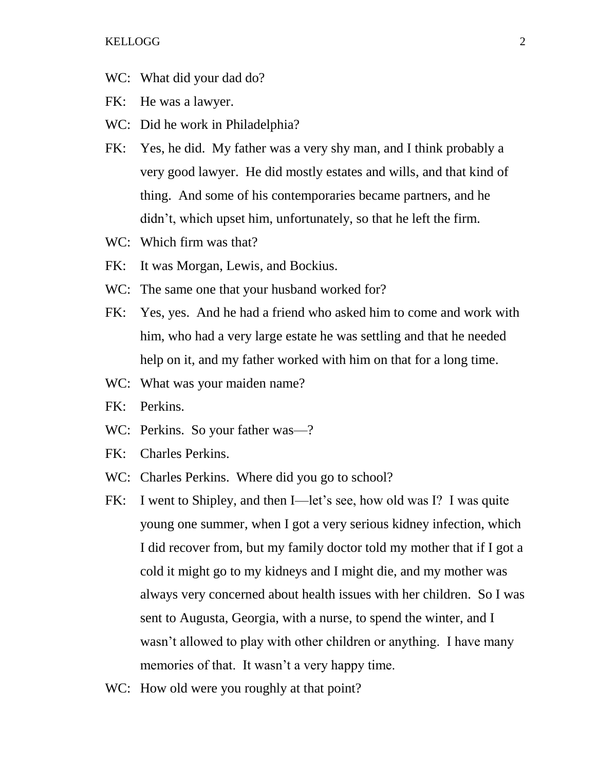WC: What did your dad do?

FK: He was a lawyer.

WC: Did he work in Philadelphia?

FK: Yes, he did. My father was a very shy man, and I think probably a very good lawyer. He did mostly estates and wills, and that kind of thing. And some of his contemporaries became partners, and he didn't, which upset him, unfortunately, so that he left the firm.

WC: Which firm was that?

FK: It was Morgan, Lewis, and Bockius.

WC: The same one that your husband worked for?

FK: Yes, yes. And he had a friend who asked him to come and work with him, who had a very large estate he was settling and that he needed help on it, and my father worked with him on that for a long time.

WC: What was your maiden name?

FK: Perkins.

WC: Perkins. So your father was—?

FK: Charles Perkins.

WC: Charles Perkins. Where did you go to school?

FK: I went to Shipley, and then I—let's see, how old was I? I was quite young one summer, when I got a very serious kidney infection, which I did recover from, but my family doctor told my mother that if I got a cold it might go to my kidneys and I might die, and my mother was always very concerned about health issues with her children. So I was sent to Augusta, Georgia, with a nurse, to spend the winter, and I wasn't allowed to play with other children or anything. I have many memories of that. It wasn't a very happy time.

WC: How old were you roughly at that point?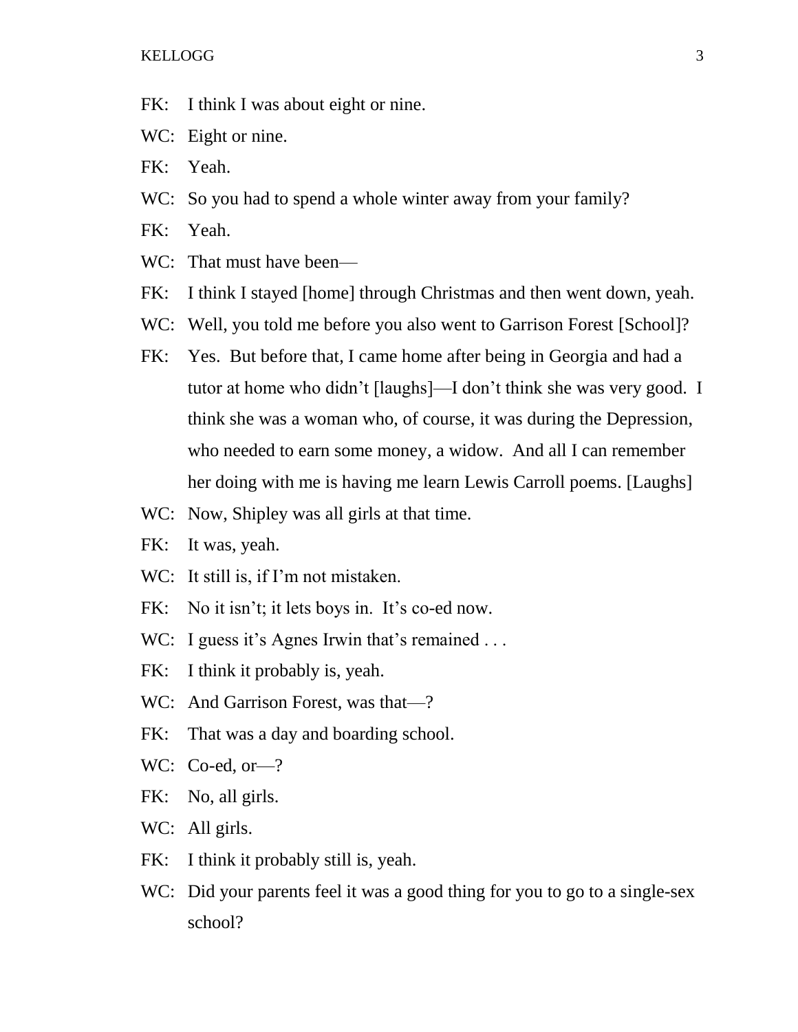FK: I think I was about eight or nine.

WC: Eight or nine.

FK: Yeah.

WC: So you had to spend a whole winter away from your family?

FK: Yeah.

WC: That must have been—

FK: I think I stayed [home] through Christmas and then went down, yeah.

WC: Well, you told me before you also went to Garrison Forest [School]?

FK: Yes. But before that, I came home after being in Georgia and had a tutor at home who didn't [laughs]—I don't think she was very good. I think she was a woman who, of course, it was during the Depression, who needed to earn some money, a widow. And all I can remember her doing with me is having me learn Lewis Carroll poems. [Laughs]

WC: Now, Shipley was all girls at that time.

FK: It was, yeah.

WC: It still is, if I'm not mistaken.

FK: No it isn't; it lets boys in. It's co-ed now.

WC: I guess it's Agnes Irwin that's remained . . .

FK: I think it probably is, yeah.

WC: And Garrison Forest, was that—?

FK: That was a day and boarding school.

WC: Co-ed, or—?

FK: No, all girls.

WC: All girls.

FK: I think it probably still is, yeah.

WC: Did your parents feel it was a good thing for you to go to a single-sex school?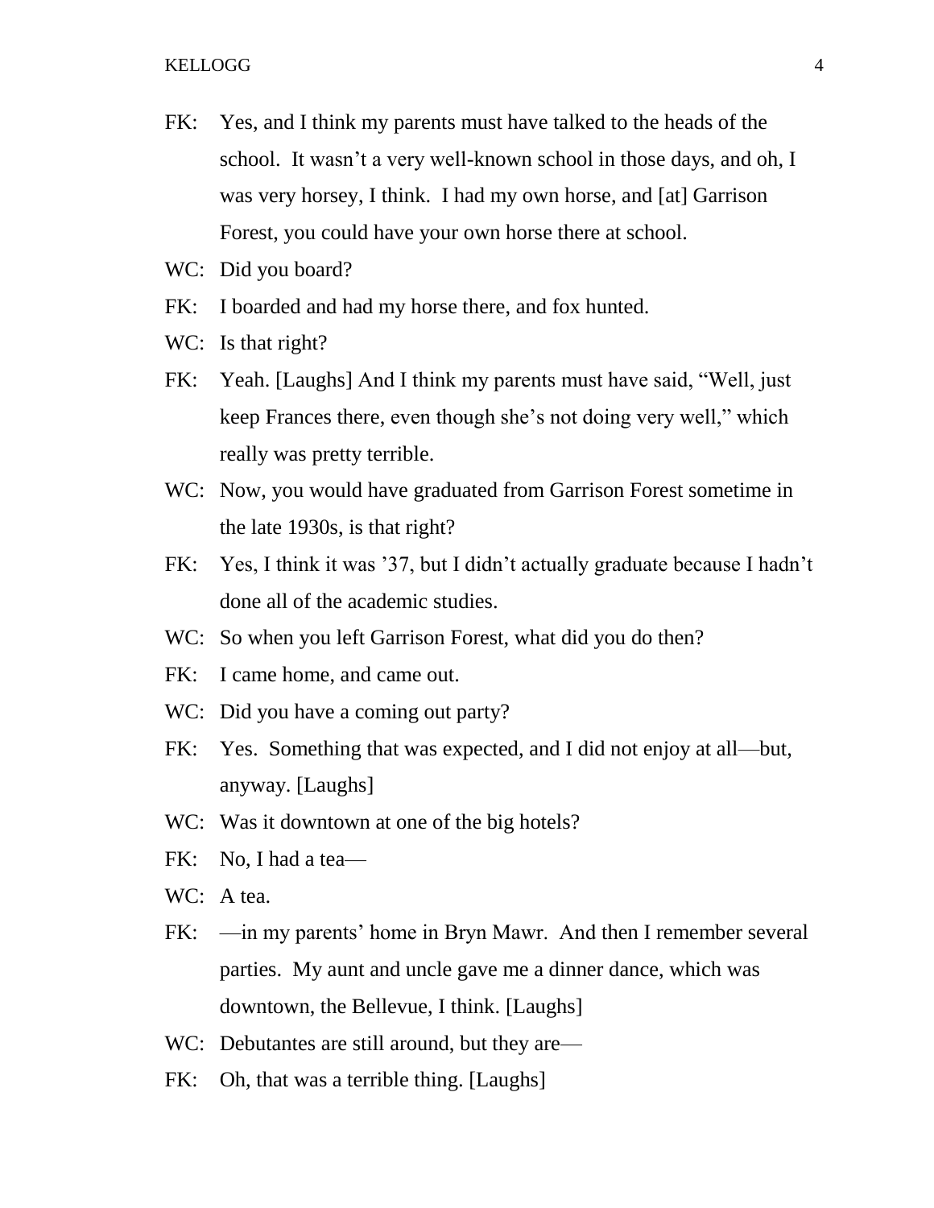FK: Yes, and I think my parents must have talked to the heads of the school. It wasn't a very well-known school in those days, and oh, I was very horsey, I think. I had my own horse, and [at] Garrison Forest, you could have your own horse there at school.

WC: Did you board?

FK: I boarded and had my horse there, and fox hunted.

WC: Is that right?

FK: Yeah. [Laughs] And I think my parents must have said, "Well, just keep Frances there, even though she's not doing very well," which really was pretty terrible.

WC: Now, you would have graduated from Garrison Forest sometime in the late 1930s, is that right?

FK: Yes, I think it was '37, but I didn't actually graduate because I hadn't done all of the academic studies.

WC: So when you left Garrison Forest, what did you do then?

FK: I came home, and came out.

WC: Did you have a coming out party?

FK: Yes. Something that was expected, and I did not enjoy at all—but, anyway. [Laughs]

WC: Was it downtown at one of the big hotels?

FK: No, I had a tea—

WC: A tea.

FK: —in my parents' home in Bryn Mawr. And then I remember several parties. My aunt and uncle gave me a dinner dance, which was downtown, the Bellevue, I think. [Laughs]

WC: Debutantes are still around, but they are—

FK: Oh, that was a terrible thing. [Laughs]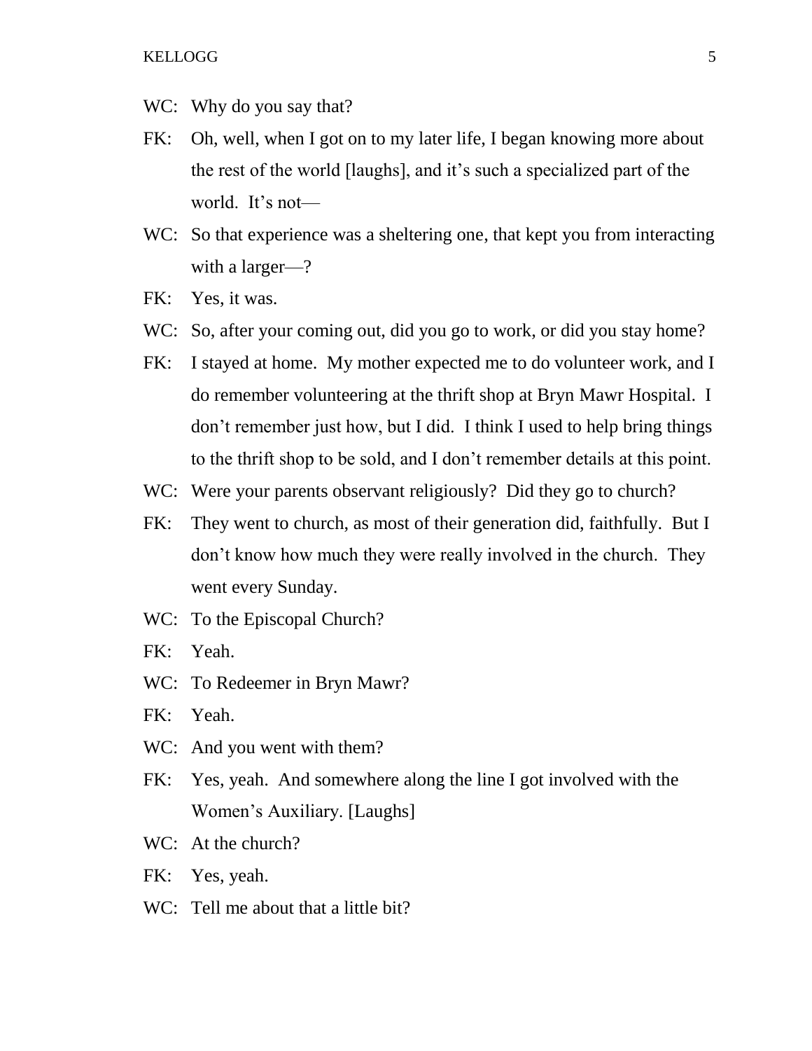WC: Why do you say that?

FK: Oh, well, when I got on to my later life, I began knowing more about the rest of the world [laughs], and it's such a specialized part of the world. It's not—

WC: So that experience was a sheltering one, that kept you from interacting with a larger—?

FK: Yes, it was.

WC: So, after your coming out, did you go to work, or did you stay home?

FK: I stayed at home. My mother expected me to do volunteer work, and I do remember volunteering at the thrift shop at Bryn Mawr Hospital. I don't remember just how, but I did. I think I used to help bring things to the thrift shop to be sold, and I don't remember details at this point.

WC: Were your parents observant religiously? Did they go to church?

FK: They went to church, as most of their generation did, faithfully. But I don't know how much they were really involved in the church. They went every Sunday.

WC: To the Episcopal Church?

FK: Yeah.

WC: To Redeemer in Bryn Mawr?

FK: Yeah.

WC: And you went with them?

FK: Yes, yeah. And somewhere along the line I got involved with the Women's Auxiliary. [Laughs]

WC: At the church?

FK: Yes, yeah.

WC: Tell me about that a little bit?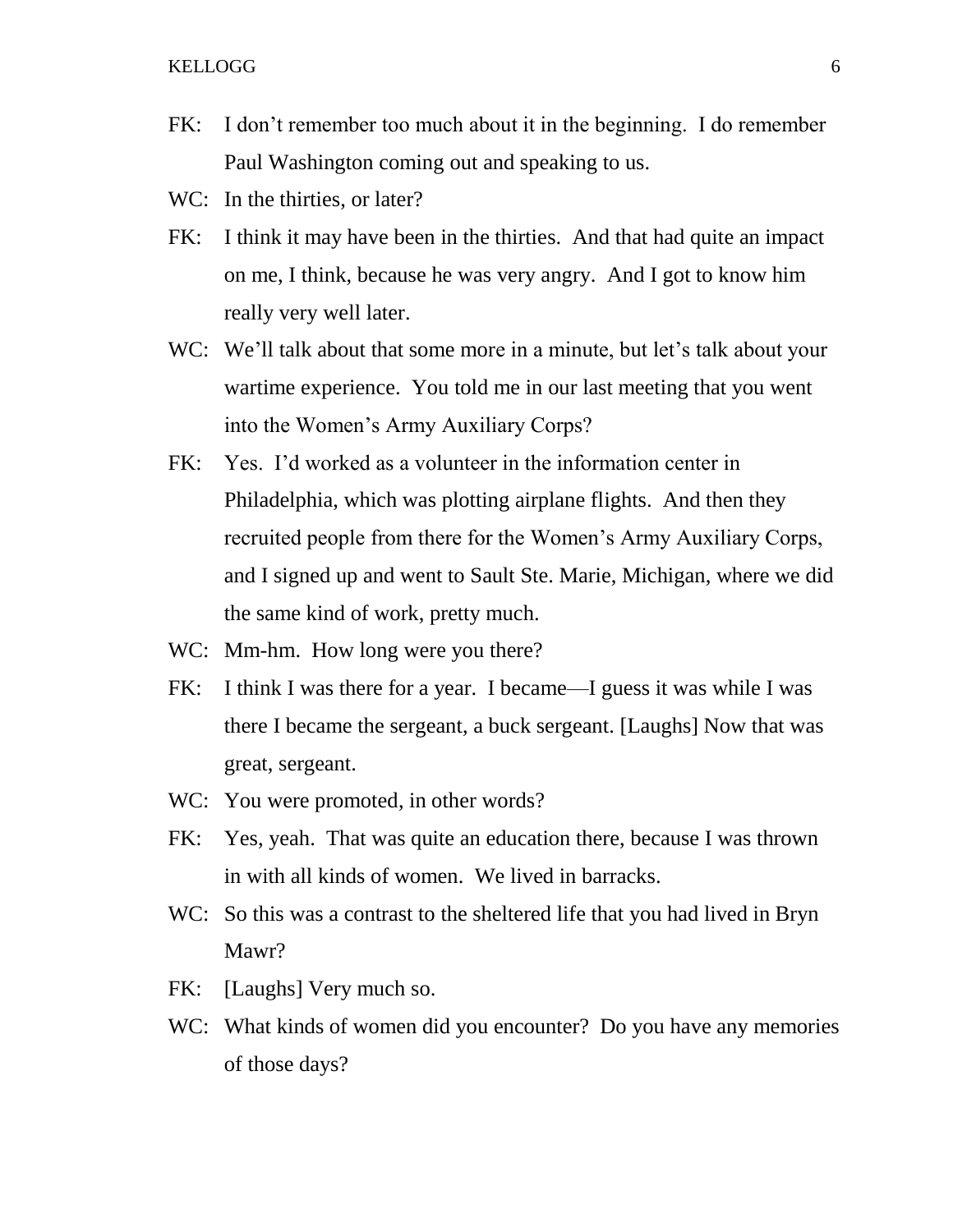FK: I don't remember too much about it in the beginning. I do remember Paul Washington coming out and speaking to us.

WC: In the thirties, or later?

FK: I think it may have been in the thirties. And that had quite an impact on me, I think, because he was very angry. And I got to know him really very well later.

WC: We'll talk about that some more in a minute, but let's talk about your wartime experience. You told me in our last meeting that you went into the Women's Army Auxiliary Corps?

FK: Yes. I'd worked as a volunteer in the information center in Philadelphia, which was plotting airplane flights. And then they recruited people from there for the Women's Army Auxiliary Corps, and I signed up and went to Sault Ste. Marie, Michigan, where we did the same kind of work, pretty much.

WC: Mm-hm. How long were you there?

FK: I think I was there for a year. I became—I guess it was while I was there I became the sergeant, a buck sergeant. [Laughs] Now that was great, sergeant.

WC: You were promoted, in other words?

FK: Yes, yeah. That was quite an education there, because I was thrown in with all kinds of women. We lived in barracks.

WC: So this was a contrast to the sheltered life that you had lived in Bryn Mawr?

FK: [Laughs] Very much so.

WC: What kinds of women did you encounter? Do you have any memories of those days?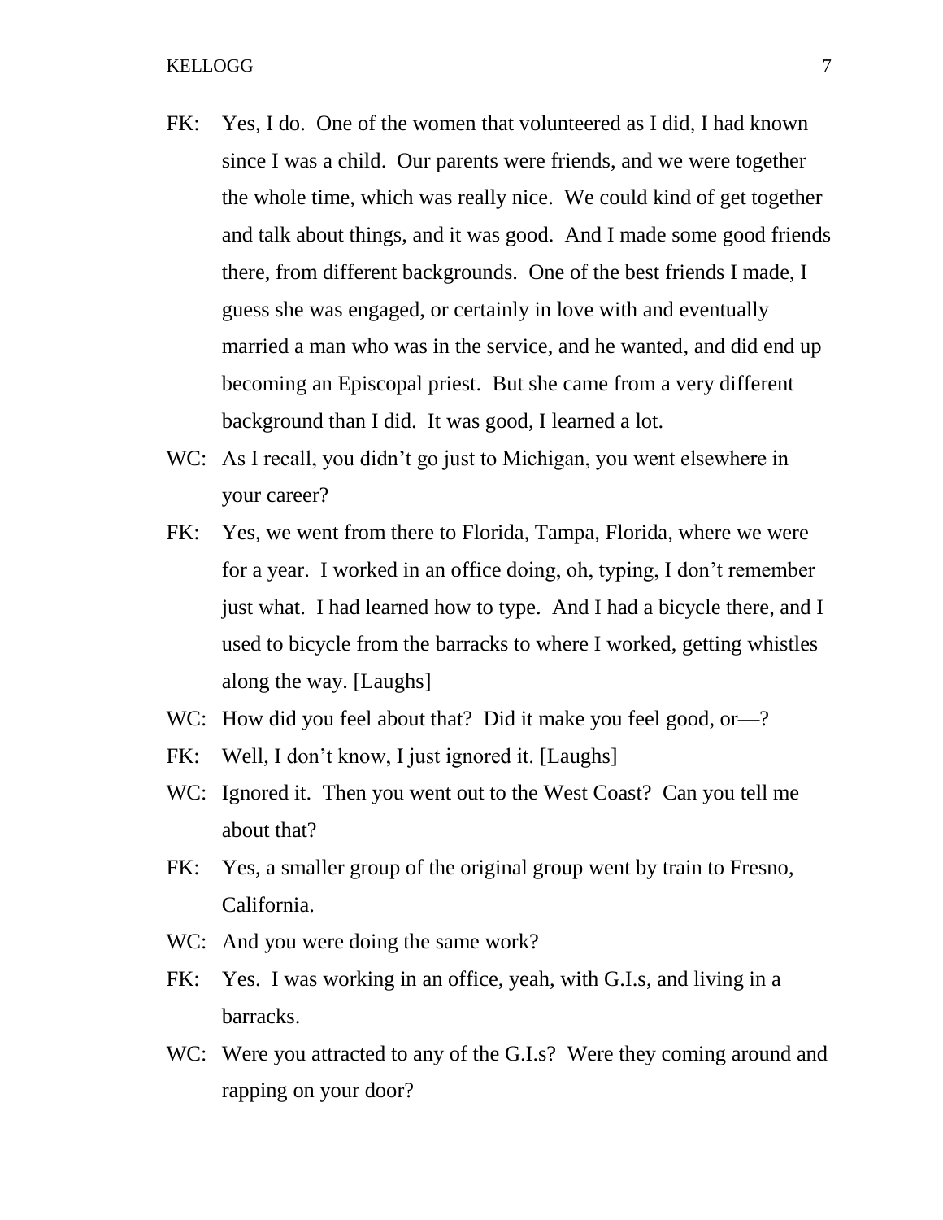FK: Yes, I do. One of the women that volunteered as I did, I had known since I was a child. Our parents were friends, and we were together the whole time, which was really nice. We could kind of get together and talk about things, and it was good. And I made some good friends there, from different backgrounds. One of the best friends I made, I guess she was engaged, or certainly in love with and eventually married a man who was in the service, and he wanted, and did end up becoming an Episcopal priest. But she came from a very different background than I did. It was good, I learned a lot.

WC: As I recall, you didn't go just to Michigan, you went elsewhere in your career?

FK: Yes, we went from there to Florida, Tampa, Florida, where we were for a year. I worked in an office doing, oh, typing, I don't remember just what. I had learned how to type. And I had a bicycle there, and I used to bicycle from the barracks to where I worked, getting whistles along the way. [Laughs]

WC: How did you feel about that? Did it make you feel good, or—?

FK: Well, I don't know, I just ignored it. [Laughs]

WC: Ignored it. Then you went out to the West Coast? Can you tell me about that?

FK: Yes, a smaller group of the original group went by train to Fresno, California.

WC: And you were doing the same work?

FK: Yes. I was working in an office, yeah, with G.I.s, and living in a barracks.

WC: Were you attracted to any of the G.I.s? Were they coming around and rapping on your door?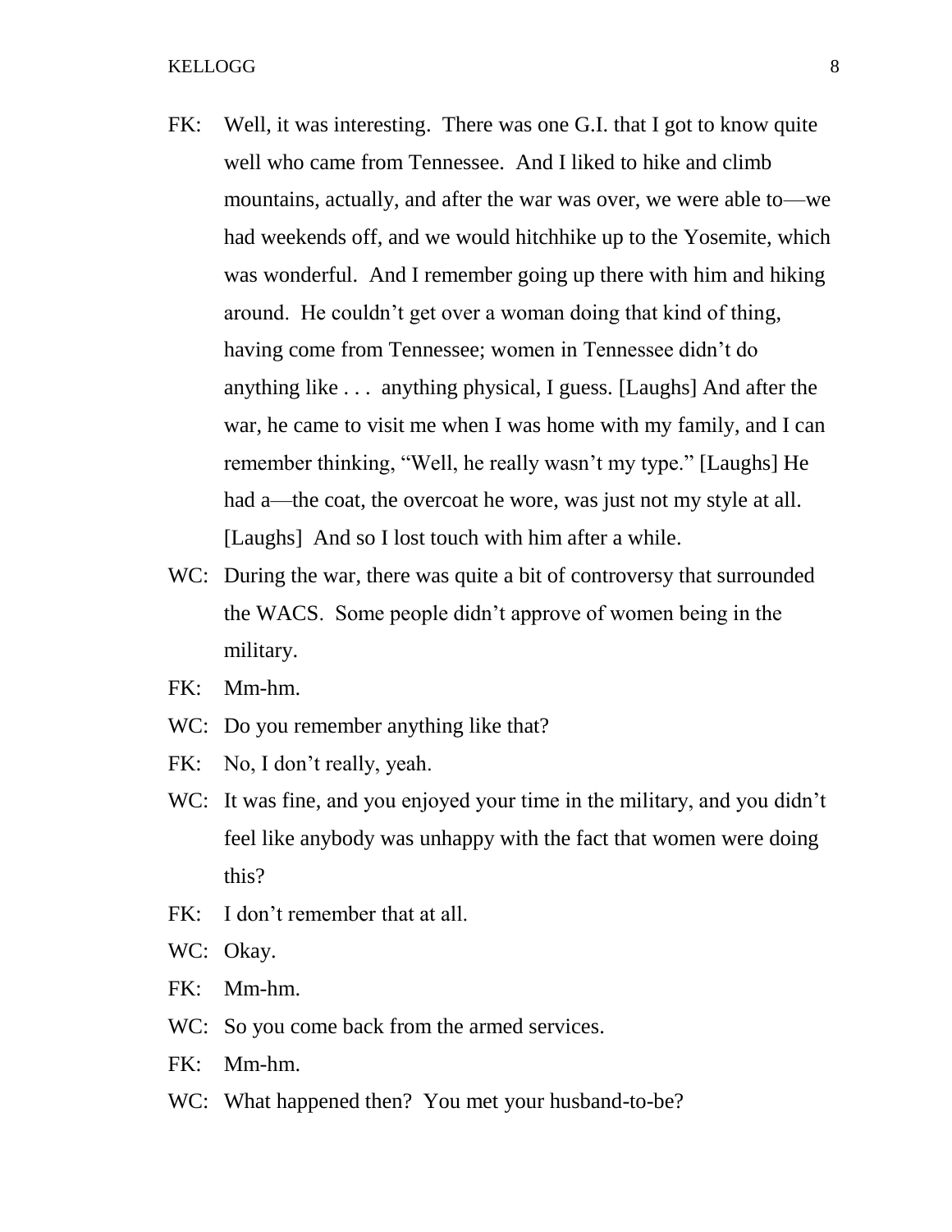FK: Well, it was interesting. There was one G.I. that I got to know quite well who came from Tennessee. And I liked to hike and climb mountains, actually, and after the war was over, we were able to—we had weekends off, and we would hitchhike up to the Yosemite, which was wonderful. And I remember going up there with him and hiking around. He couldn't get over a woman doing that kind of thing, having come from Tennessee; women in Tennessee didn't do anything like . . . anything physical, I guess. [Laughs] And after the war, he came to visit me when I was home with my family, and I can remember thinking, "Well, he really wasn't my type." [Laughs] He had a—the coat, the overcoat he wore, was just not my style at all. [Laughs] And so I lost touch with him after a while.

WC: During the war, there was quite a bit of controversy that surrounded the WACS. Some people didn't approve of women being in the military.

FK: Mm-hm.

WC: Do you remember anything like that?

FK: No, I don't really, yeah.

WC: It was fine, and you enjoyed your time in the military, and you didn't feel like anybody was unhappy with the fact that women were doing this?

FK: I don't remember that at all.

WC: Okay.

FK: Mm-hm.

WC: So you come back from the armed services.

FK: Mm-hm.

WC: What happened then? You met your husband-to-be?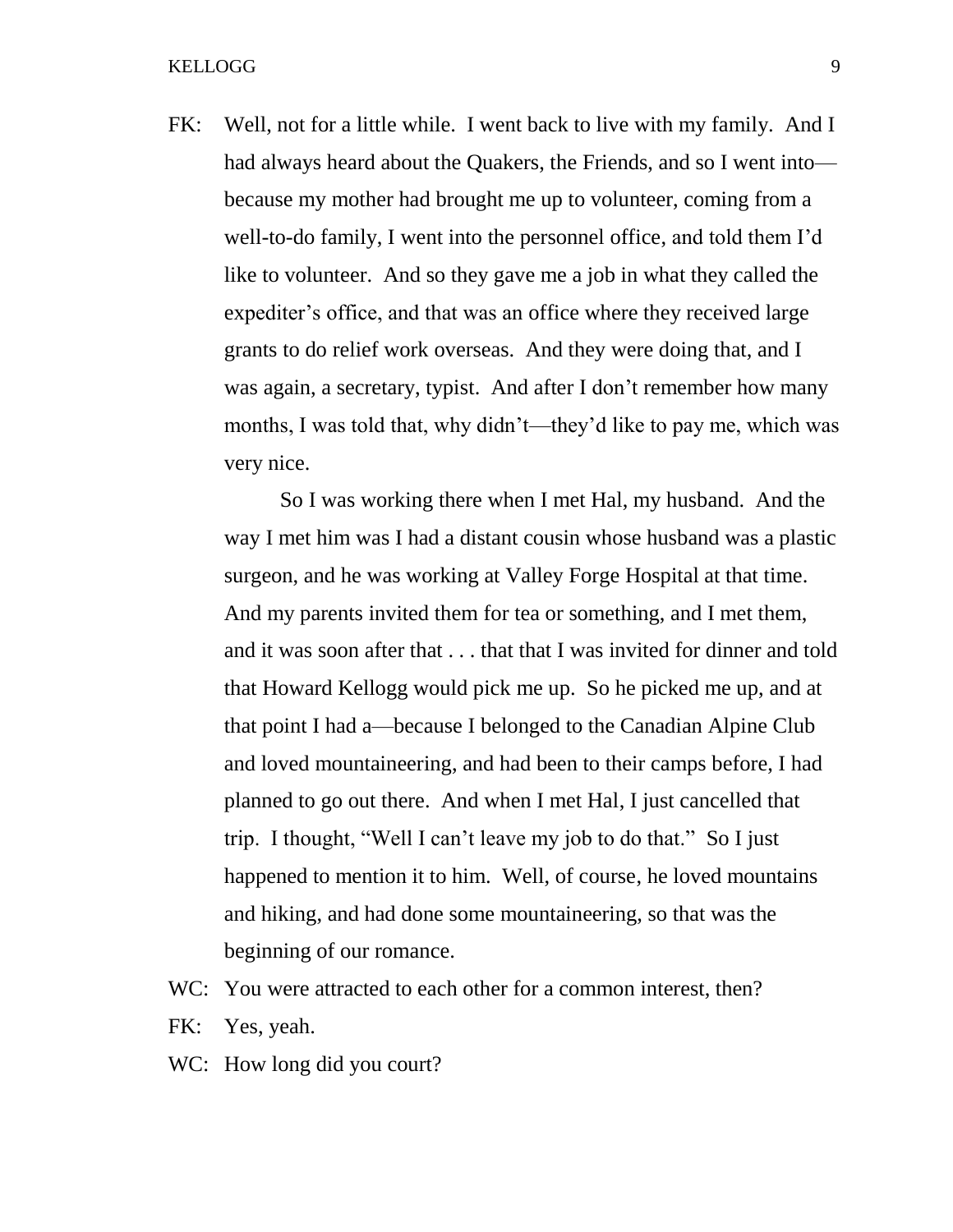FK: Well, not for a little while. I went back to live with my family. And I had always heard about the Quakers, the Friends, and so I went into—because my mother had brought me up to volunteer, coming from a well-to-do family, I went into the personnel office, and told them I'd like to volunteer. And so they gave me a job in what they called the expediter's office, and that was an office where they received large grants to do relief work overseas. And they were doing that, and I was again, a secretary, typist. And after I don't remember how many months, I was told that, why didn't—they'd like to pay me, which was very nice.

So I was working there when I met Hal, my husband. And the way I met him was I had a distant cousin whose husband was a plastic surgeon, and he was working at Valley Forge Hospital at that time. And my parents invited them for tea or something, and I met them, and it was soon after that . . . that that I was invited for dinner and told that Howard Kellogg would pick me up. So he picked me up, and at that point I had a—because I belonged to the Canadian Alpine Club and loved mountaineering, and had been to their camps before, I had planned to go out there. And when I met Hal, I just cancelled that trip. I thought, "Well I can't leave my job to do that." So I just happened to mention it to him. Well, of course, he loved mountains and hiking, and had done some mountaineering, so that was the beginning of our romance.

WC: You were attracted to each other for a common interest, then?

FK: Yes, yeah.

WC: How long did you court?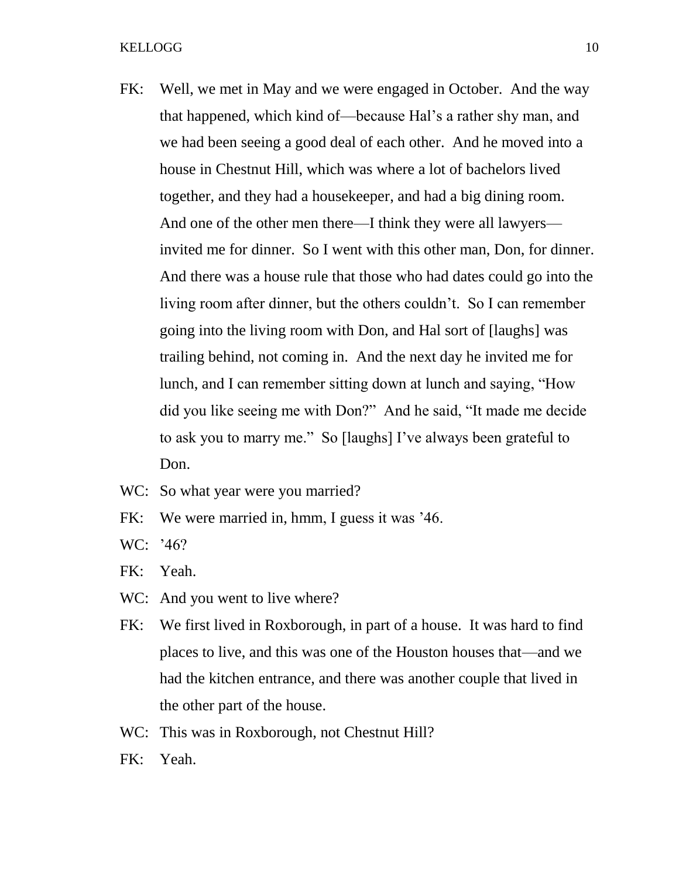FK: Well, we met in May and we were engaged in October. And the way that happened, which kind of—because Hal's a rather shy man, and we had been seeing a good deal of each other. And he moved into a house in Chestnut Hill, which was where a lot of bachelors lived together, and they had a housekeeper, and had a big dining room. And one of the other men there—I think they were all lawyers—invited me for dinner. So I went with this other man, Don, for dinner. And there was a house rule that those who had dates could go into the living room after dinner, but the others couldn't. So I can remember going into the living room with Don, and Hal sort of [laughs] was trailing behind, not coming in. And the next day he invited me for lunch, and I can remember sitting down at lunch and saying, "How did you like seeing me with Don?" And he said, "It made me decide to ask you to marry me." So [laughs] I've always been grateful to Don.

WC: So what year were you married?

FK: We were married in, hmm, I guess it was '46.

WC: '46?

FK: Yeah.

WC: And you went to live where?

FK: We first lived in Roxborough, in part of a house. It was hard to find places to live, and this was one of the Houston houses that—and we had the kitchen entrance, and there was another couple that lived in the other part of the house.

WC: This was in Roxborough, not Chestnut Hill?

FK: Yeah.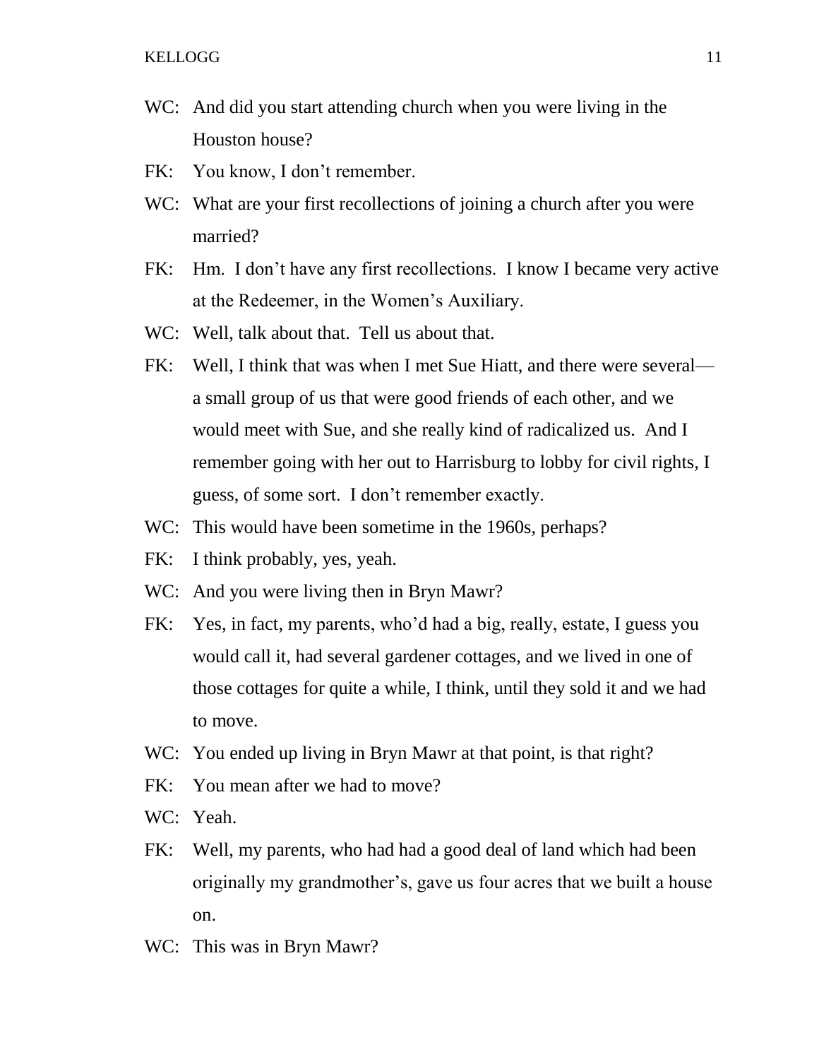WC: And did you start attending church when you were living in the Houston house?

FK: You know, I don't remember.

WC: What are your first recollections of joining a church after you were married?

FK: Hm. I don't have any first recollections. I know I became very active at the Redeemer, in the Women's Auxiliary.

WC: Well, talk about that. Tell us about that.

FK: Well, I think that was when I met Sue Hiatt, and there were several—a small group of us that were good friends of each other, and we would meet with Sue, and she really kind of radicalized us. And I remember going with her out to Harrisburg to lobby for civil rights, I guess, of some sort. I don't remember exactly.

WC: This would have been sometime in the 1960s, perhaps?

FK: I think probably, yes, yeah.

WC: And you were living then in Bryn Mawr?

FK: Yes, in fact, my parents, who'd had a big, really, estate, I guess you would call it, had several gardener cottages, and we lived in one of those cottages for quite a while, I think, until they sold it and we had to move.

WC: You ended up living in Bryn Mawr at that point, is that right?

FK: You mean after we had to move?

WC: Yeah.

FK: Well, my parents, who had had a good deal of land which had been originally my grandmother's, gave us four acres that we built a house on.

WC: This was in Bryn Mawr?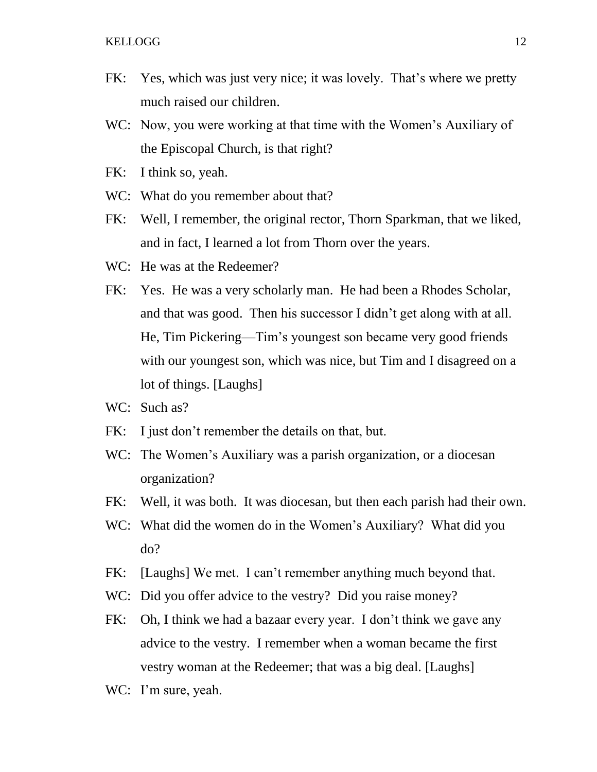FK: Yes, which was just very nice; it was lovely. That's where we pretty much raised our children.

WC: Now, you were working at that time with the Women's Auxiliary of the Episcopal Church, is that right?

FK: I think so, yeah.

WC: What do you remember about that?

FK: Well, I remember, the original rector, Thorn Sparkman, that we liked, and in fact, I learned a lot from Thorn over the years.

WC: He was at the Redeemer?

FK: Yes. He was a very scholarly man. He had been a Rhodes Scholar, and that was good. Then his successor I didn't get along with at all. He, Tim Pickering—Tim's youngest son became very good friends with our youngest son, which was nice, but Tim and I disagreed on a lot of things. [Laughs]

WC: Such as?

FK: I just don't remember the details on that, but.

WC: The Women's Auxiliary was a parish organization, or a diocesan organization?

FK: Well, it was both. It was diocesan, but then each parish had their own.

WC: What did the women do in the Women's Auxiliary? What did you do?

FK: [Laughs] We met. I can't remember anything much beyond that.

WC: Did you offer advice to the vestry? Did you raise money?

FK: Oh, I think we had a bazaar every year. I don't think we gave any advice to the vestry. I remember when a woman became the first vestry woman at the Redeemer; that was a big deal. [Laughs]

WC: I'm sure, yeah.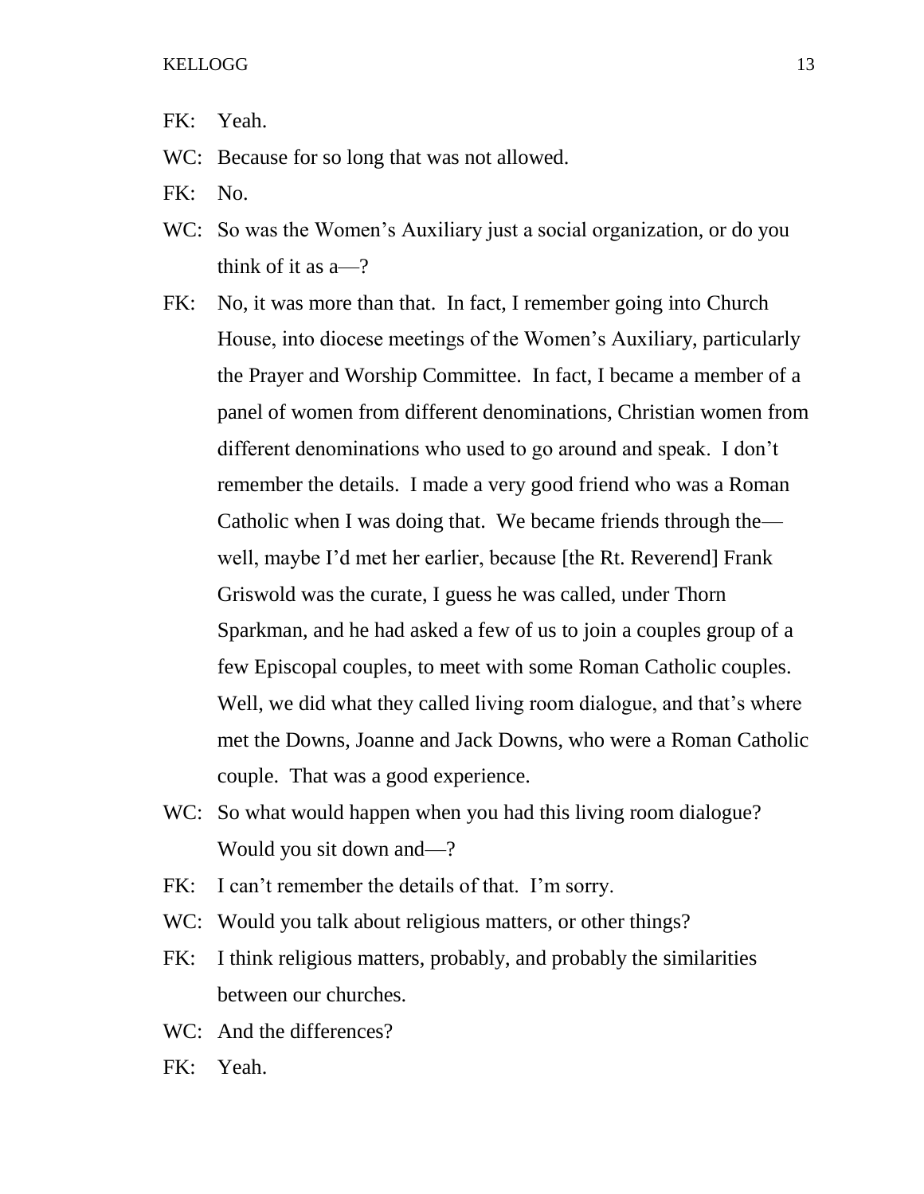FK: Yeah.

WC: Because for so long that was not allowed.

FK: No.

WC: So was the Women's Auxiliary just a social organization, or do you think of it as a—?

FK: No, it was more than that. In fact, I remember going into Church House, into diocese meetings of the Women's Auxiliary, particularly the Prayer and Worship Committee. In fact, I became a member of a panel of women from different denominations, Christian women from different denominations who used to go around and speak. I don't remember the details. I made a very good friend who was a Roman Catholic when I was doing that. We became friends through the—well, maybe I'd met her earlier, because [the Rt. Reverend] Frank Griswold was the curate, I guess he was called, under Thorn Sparkman, and he had asked a few of us to join a couples group of a few Episcopal couples, to meet with some Roman Catholic couples. Well, we did what they called living room dialogue, and that's where met the Downs, Joanne and Jack Downs, who were a Roman Catholic couple. That was a good experience.

WC: So what would happen when you had this living room dialogue? Would you sit down and—?

FK: I can't remember the details of that. I'm sorry.

WC: Would you talk about religious matters, or other things?

FK: I think religious matters, probably, and probably the similarities between our churches.

WC: And the differences?

FK: Yeah.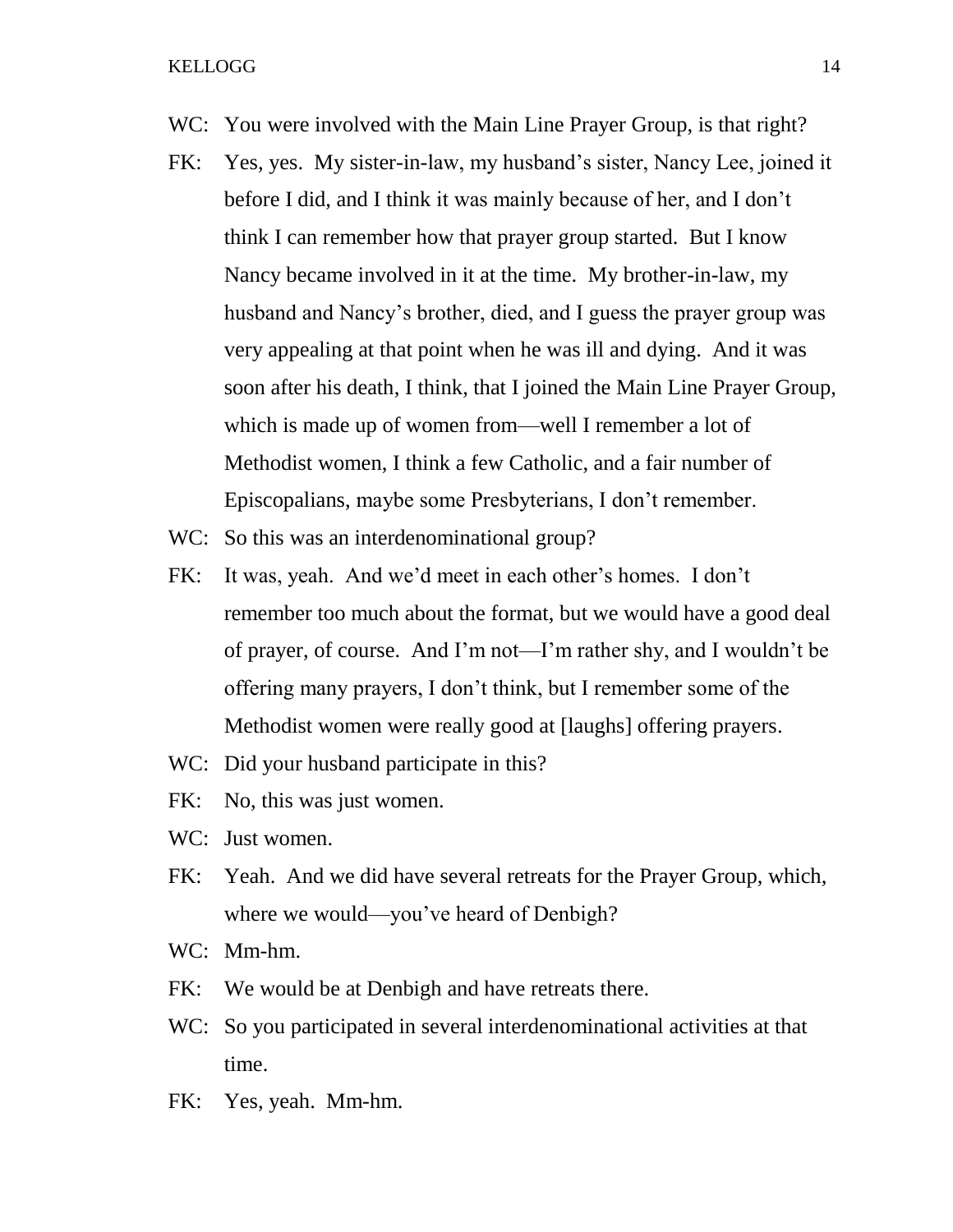WC: You were involved with the Main Line Prayer Group, is that right?

FK: Yes, yes. My sister-in-law, my husband's sister, Nancy Lee, joined it before I did, and I think it was mainly because of her, and I don't think I can remember how that prayer group started. But I know Nancy became involved in it at the time. My brother-in-law, my husband and Nancy's brother, died, and I guess the prayer group was very appealing at that point when he was ill and dying. And it was soon after his death, I think, that I joined the Main Line Prayer Group, which is made up of women from—well I remember a lot of Methodist women, I think a few Catholic, and a fair number of Episcopalians, maybe some Presbyterians, I don't remember.

WC: So this was an interdenominational group?

FK: It was, yeah. And we'd meet in each other's homes. I don't remember too much about the format, but we would have a good deal of prayer, of course. And I'm not—I'm rather shy, and I wouldn't be offering many prayers, I don't think, but I remember some of the Methodist women were really good at [laughs] offering prayers.

WC: Did your husband participate in this?

FK: No, this was just women.

WC: Just women.

FK: Yeah. And we did have several retreats for the Prayer Group, which, where we would—you've heard of Denbigh?

WC: Mm-hm.

FK: We would be at Denbigh and have retreats there.

WC: So you participated in several interdenominational activities at that time.

FK: Yes, yeah. Mm-hm.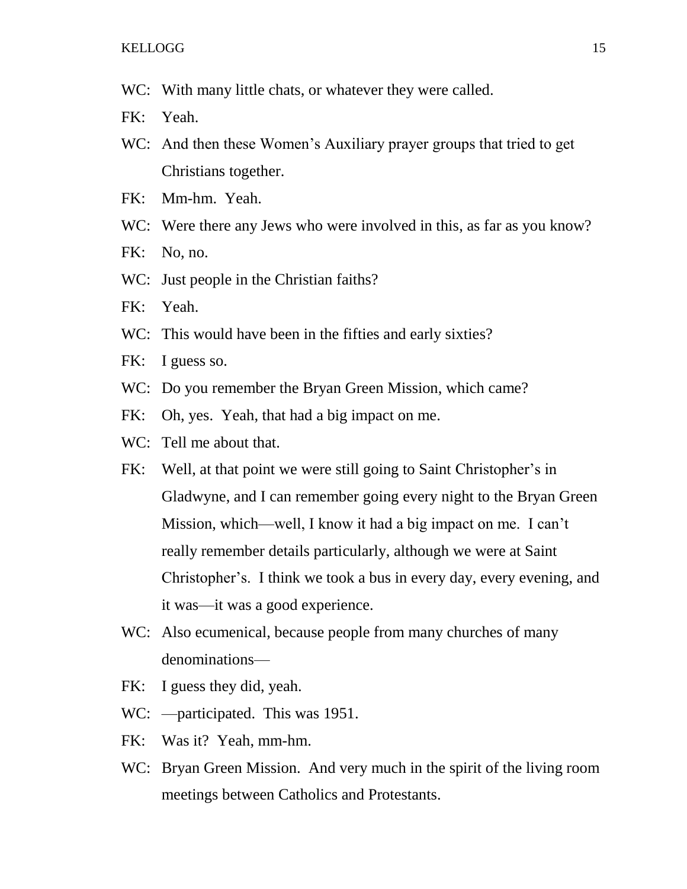WC: With many little chats, or whatever they were called.

FK: Yeah.

WC: And then these Women's Auxiliary prayer groups that tried to get Christians together.

FK: Mm-hm. Yeah.

WC: Were there any Jews who were involved in this, as far as you know?

FK: No, no.

WC: Just people in the Christian faiths?

FK: Yeah.

WC: This would have been in the fifties and early sixties?

FK: I guess so.

WC: Do you remember the Bryan Green Mission, which came?

FK: Oh, yes. Yeah, that had a big impact on me.

WC: Tell me about that.

FK: Well, at that point we were still going to Saint Christopher's in Gladwyne, and I can remember going every night to the Bryan Green Mission, which—well, I know it had a big impact on me. I can't really remember details particularly, although we were at Saint Christopher's. I think we took a bus in every day, every evening, and it was—it was a good experience.

WC: Also ecumenical, because people from many churches of many denominations—

FK: I guess they did, yeah.

WC: —participated. This was 1951.

FK: Was it? Yeah, mm-hm.

WC: Bryan Green Mission. And very much in the spirit of the living room meetings between Catholics and Protestants.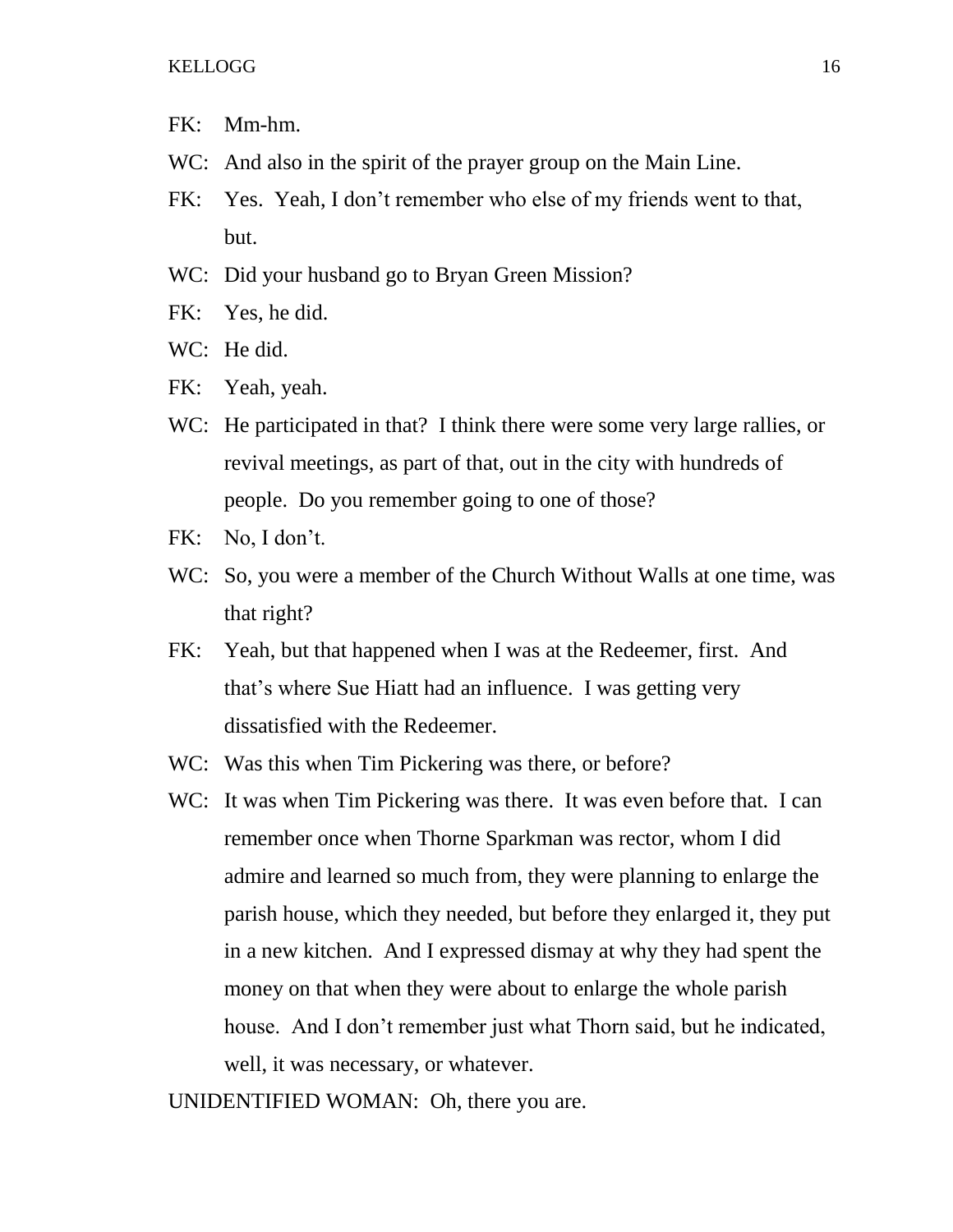FK: Mm-hm.

WC: And also in the spirit of the prayer group on the Main Line.

FK: Yes. Yeah, I don't remember who else of my friends went to that, but.

WC: Did your husband go to Bryan Green Mission?

FK: Yes, he did.

WC: He did.

FK: Yeah, yeah.

WC: He participated in that? I think there were some very large rallies, or revival meetings, as part of that, out in the city with hundreds of people. Do you remember going to one of those?

FK: No, I don't.

WC: So, you were a member of the Church Without Walls at one time, was that right?

FK: Yeah, but that happened when I was at the Redeemer, first. And that's where Sue Hiatt had an influence. I was getting very dissatisfied with the Redeemer.

WC: Was this when Tim Pickering was there, or before?

WC: It was when Tim Pickering was there. It was even before that. I can remember once when Thorne Sparkman was rector, whom I did admire and learned so much from, they were planning to enlarge the parish house, which they needed, but before they enlarged it, they put in a new kitchen. And I expressed dismay at why they had spent the money on that when they were about to enlarge the whole parish house. And I don't remember just what Thorn said, but he indicated, well, it was necessary, or whatever.

UNIDENTIFIED WOMAN: Oh, there you are.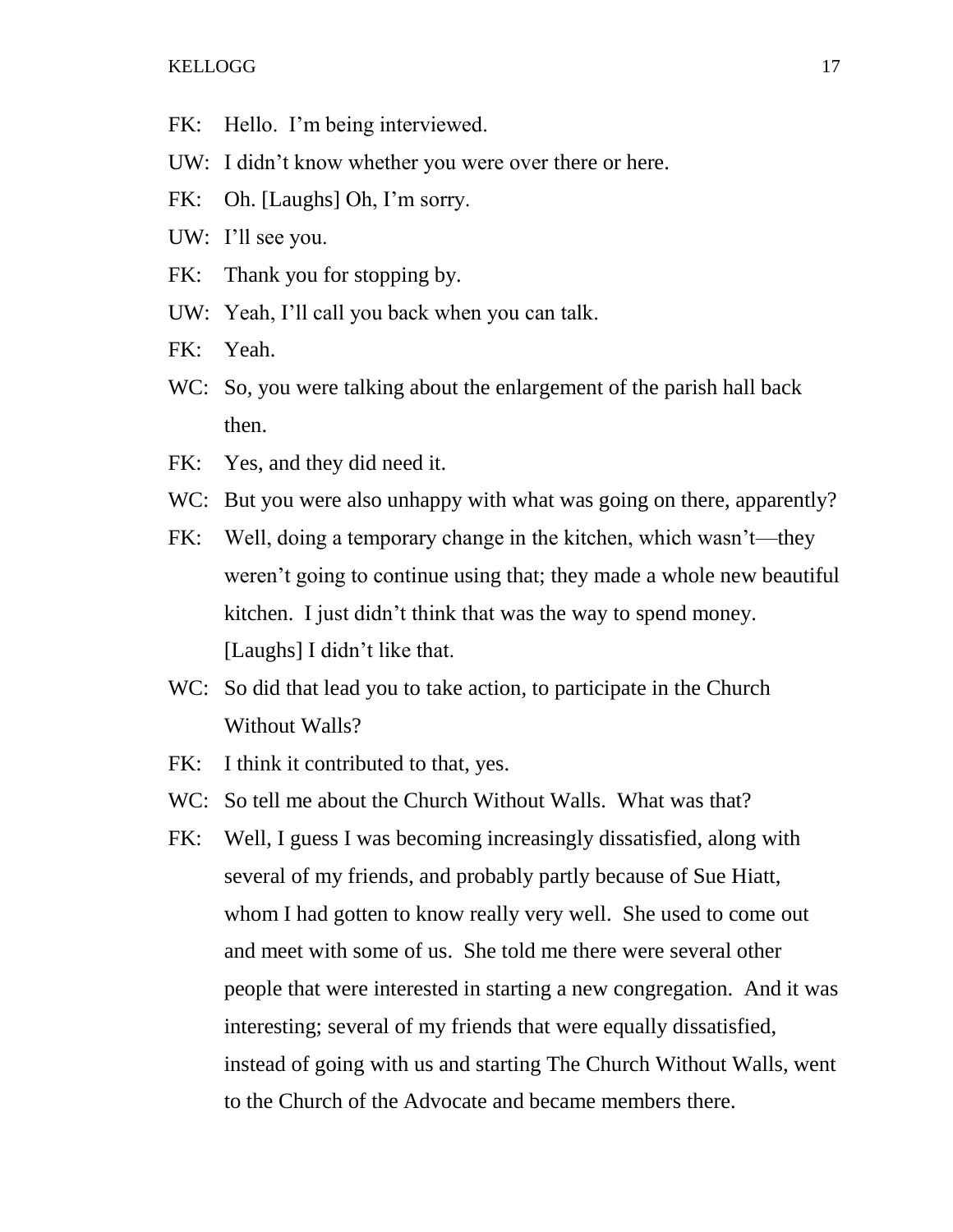FK: Hello. I'm being interviewed.

UW: I didn't know whether you were over there or here.

FK: Oh. [Laughs] Oh, I'm sorry.

UW: I'll see you.

FK: Thank you for stopping by.

UW: Yeah, I'll call you back when you can talk.

FK: Yeah.

WC: So, you were talking about the enlargement of the parish hall back then.

FK: Yes, and they did need it.

WC: But you were also unhappy with what was going on there, apparently?

FK: Well, doing a temporary change in the kitchen, which wasn't—they weren't going to continue using that; they made a whole new beautiful kitchen. I just didn't think that was the way to spend money. [Laughs] I didn't like that.

WC: So did that lead you to take action, to participate in the Church Without Walls?

FK: I think it contributed to that, yes.

WC: So tell me about the Church Without Walls. What was that?

FK: Well, I guess I was becoming increasingly dissatisfied, along with several of my friends, and probably partly because of Sue Hiatt, whom I had gotten to know really very well. She used to come out and meet with some of us. She told me there were several other people that were interested in starting a new congregation. And it was interesting; several of my friends that were equally dissatisfied, instead of going with us and starting The Church Without Walls, went to the Church of the Advocate and became members there.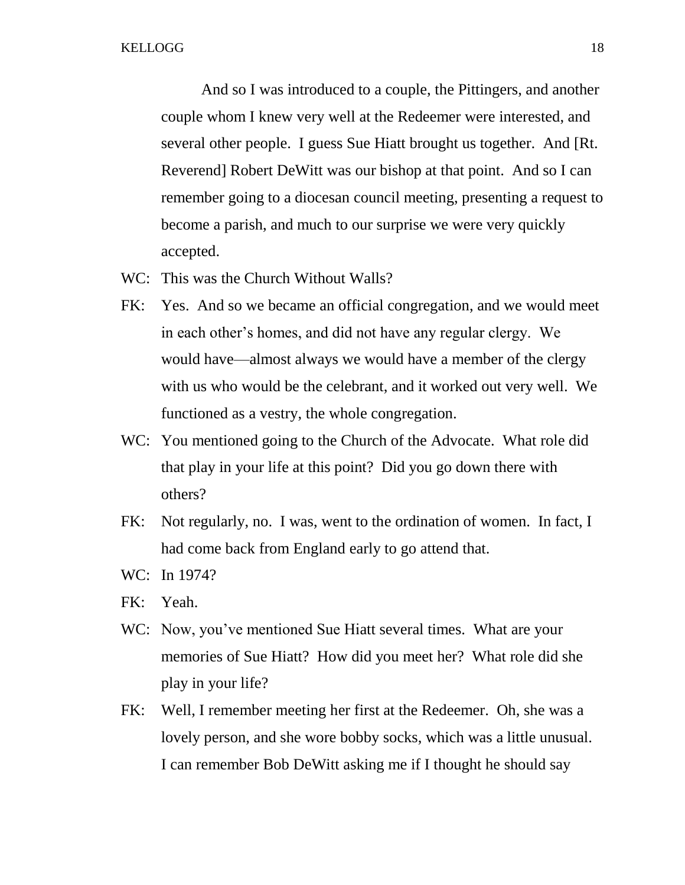And so I was introduced to a couple, the Pittingers, and another couple whom I knew very well at the Redeemer were interested, and several other people. I guess Sue Hiatt brought us together. And [Rt. Reverend] Robert DeWitt was our bishop at that point. And so I can remember going to a diocesan council meeting, presenting a request to become a parish, and much to our surprise we were very quickly accepted.

WC: This was the Church Without Walls?

FK: Yes. And so we became an official congregation, and we would meet in each other's homes, and did not have any regular clergy. We would have—almost always we would have a member of the clergy with us who would be the celebrant, and it worked out very well. We functioned as a vestry, the whole congregation.

WC: You mentioned going to the Church of the Advocate. What role did that play in your life at this point? Did you go down there with others?

FK: Not regularly, no. I was, went to the ordination of women. In fact, I had come back from England early to go attend that.

WC: In 1974?

FK: Yeah.

WC: Now, you've mentioned Sue Hiatt several times. What are your memories of Sue Hiatt? How did you meet her? What role did she play in your life?

FK: Well, I remember meeting her first at the Redeemer. Oh, she was a lovely person, and she wore bobby socks, which was a little unusual. I can remember Bob DeWitt asking me if I thought he should say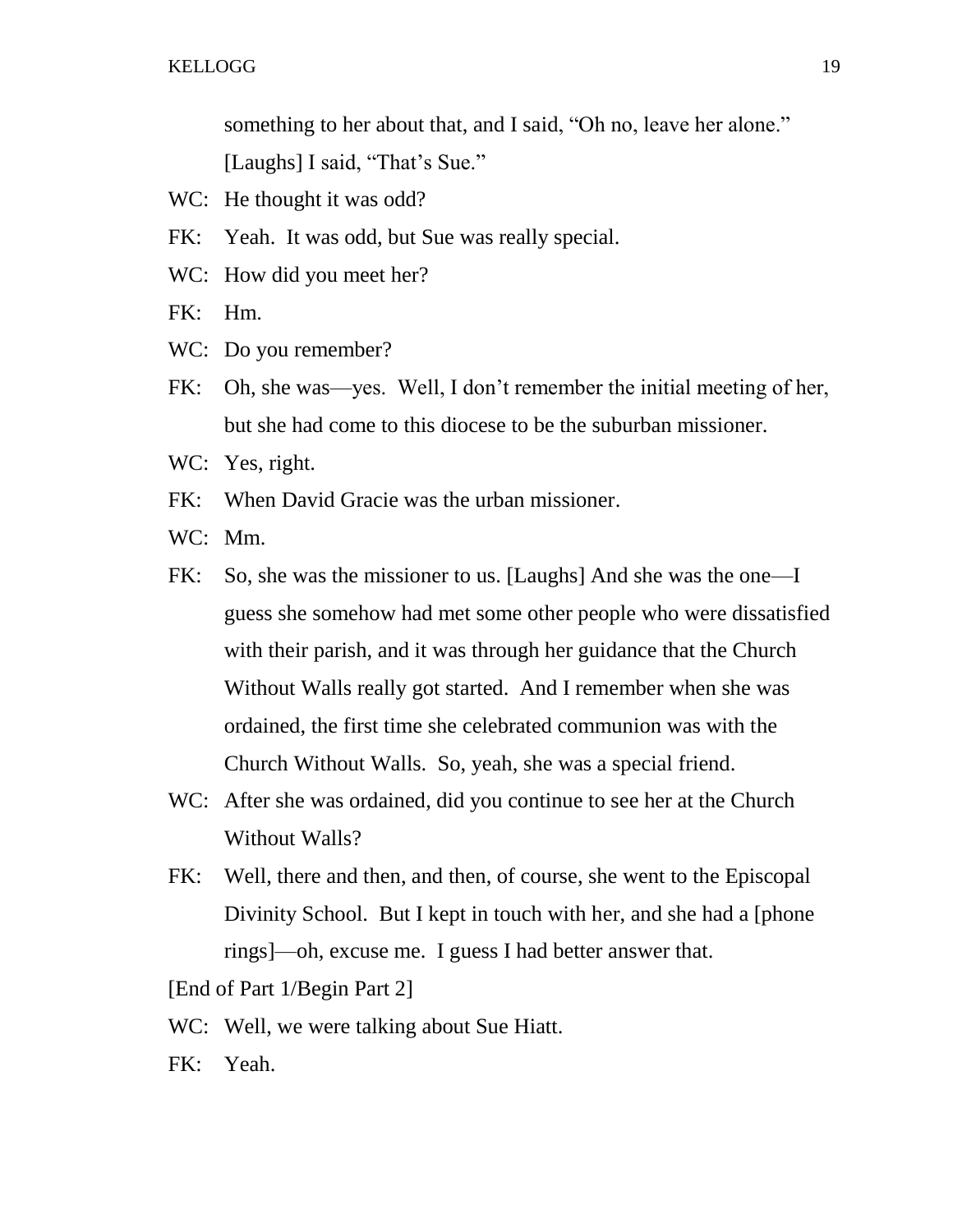something to her about that, and I said, "Oh no, leave her alone." [Laughs] I said, "That's Sue."

WC: He thought it was odd?

FK: Yeah. It was odd, but Sue was really special.

WC: How did you meet her?

FK: Hm.

WC: Do you remember?

FK: Oh, she was—yes. Well, I don't remember the initial meeting of her, but she had come to this diocese to be the suburban missioner.

WC: Yes, right.

FK: When David Gracie was the urban missioner.

WC: Mm.

FK: So, she was the missioner to us. [Laughs] And she was the one—I guess she somehow had met some other people who were dissatisfied with their parish, and it was through her guidance that the Church Without Walls really got started. And I remember when she was ordained, the first time she celebrated communion was with the Church Without Walls. So, yeah, she was a special friend.

WC: After she was ordained, did you continue to see her at the Church Without Walls?

FK: Well, there and then, and then, of course, she went to the Episcopal Divinity School. But I kept in touch with her, and she had a [phone rings]—oh, excuse me. I guess I had better answer that.

[End of Part 1/Begin Part 2]

WC: Well, we were talking about Sue Hiatt.

FK: Yeah.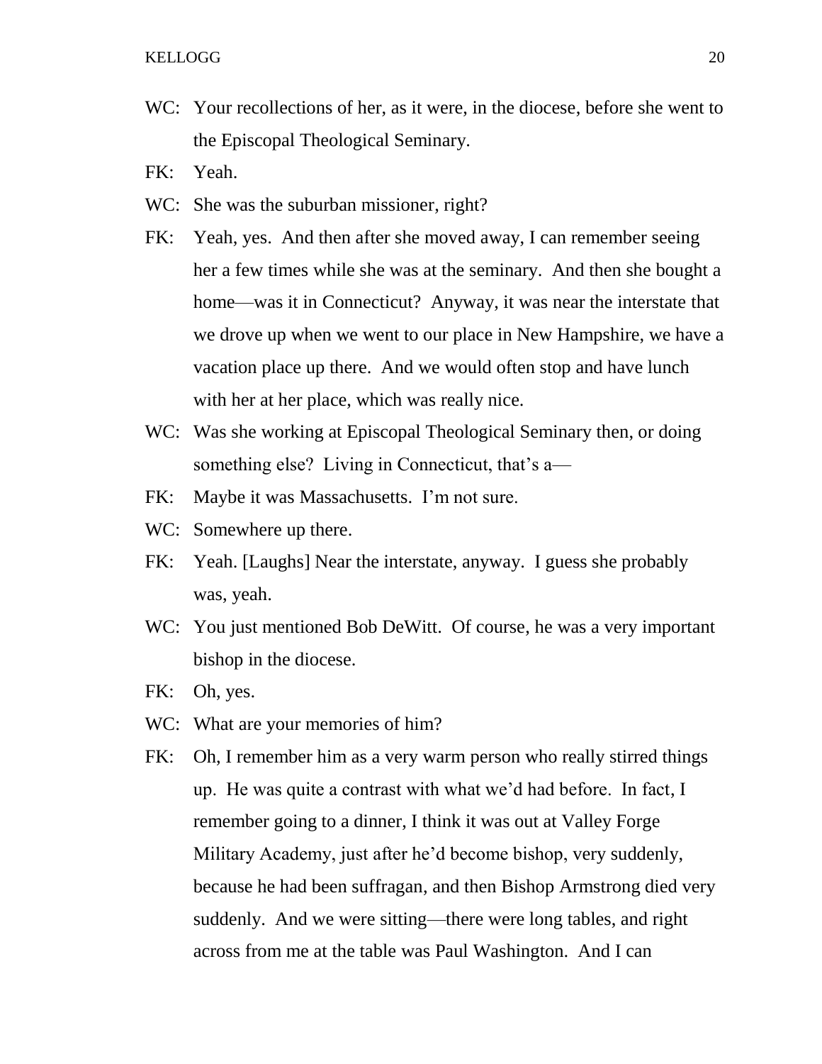WC: Your recollections of her, as it were, in the diocese, before she went to the Episcopal Theological Seminary.

FK: Yeah.

WC: She was the suburban missioner, right?

FK: Yeah, yes. And then after she moved away, I can remember seeing her a few times while she was at the seminary. And then she bought a home—was it in Connecticut? Anyway, it was near the interstate that we drove up when we went to our place in New Hampshire, we have a vacation place up there. And we would often stop and have lunch with her at her place, which was really nice.

WC: Was she working at Episcopal Theological Seminary then, or doing something else? Living in Connecticut, that's a—

FK: Maybe it was Massachusetts. I'm not sure.

WC: Somewhere up there.

FK: Yeah. [Laughs] Near the interstate, anyway. I guess she probably was, yeah.

WC: You just mentioned Bob DeWitt. Of course, he was a very important bishop in the diocese.

FK: Oh, yes.

WC: What are your memories of him?

FK: Oh, I remember him as a very warm person who really stirred things up. He was quite a contrast with what we'd had before. In fact, I remember going to a dinner, I think it was out at Valley Forge Military Academy, just after he'd become bishop, very suddenly, because he had been suffragan, and then Bishop Armstrong died very suddenly. And we were sitting—there were long tables, and right across from me at the table was Paul Washington. And I can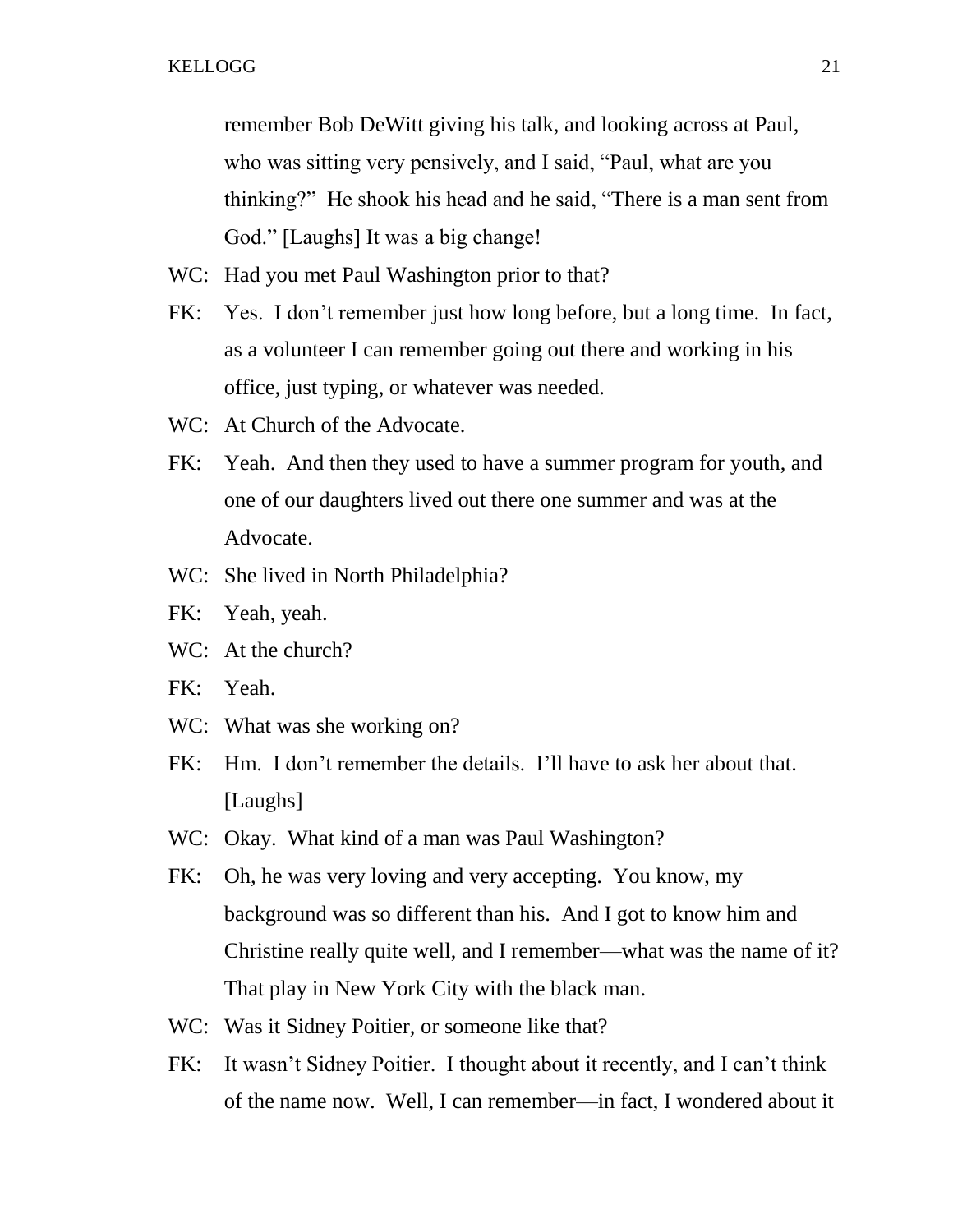remember Bob DeWitt giving his talk, and looking across at Paul, who was sitting very pensively, and I said, "Paul, what are you thinking?" He shook his head and he said, "There is a man sent from God." [Laughs] It was a big change!

WC: Had you met Paul Washington prior to that?

FK: Yes. I don't remember just how long before, but a long time. In fact, as a volunteer I can remember going out there and working in his office, just typing, or whatever was needed.

WC: At Church of the Advocate.

FK: Yeah. And then they used to have a summer program for youth, and one of our daughters lived out there one summer and was at the Advocate.

WC: She lived in North Philadelphia?

FK: Yeah, yeah.

WC: At the church?

FK: Yeah.

WC: What was she working on?

FK: Hm. I don't remember the details. I'll have to ask her about that. [Laughs]

WC: Okay. What kind of a man was Paul Washington?

FK: Oh, he was very loving and very accepting. You know, my background was so different than his. And I got to know him and Christine really quite well, and I remember—what was the name of it? That play in New York City with the black man.

WC: Was it Sidney Poitier, or someone like that?

FK: It wasn't Sidney Poitier. I thought about it recently, and I can't think of the name now. Well, I can remember—in fact, I wondered about it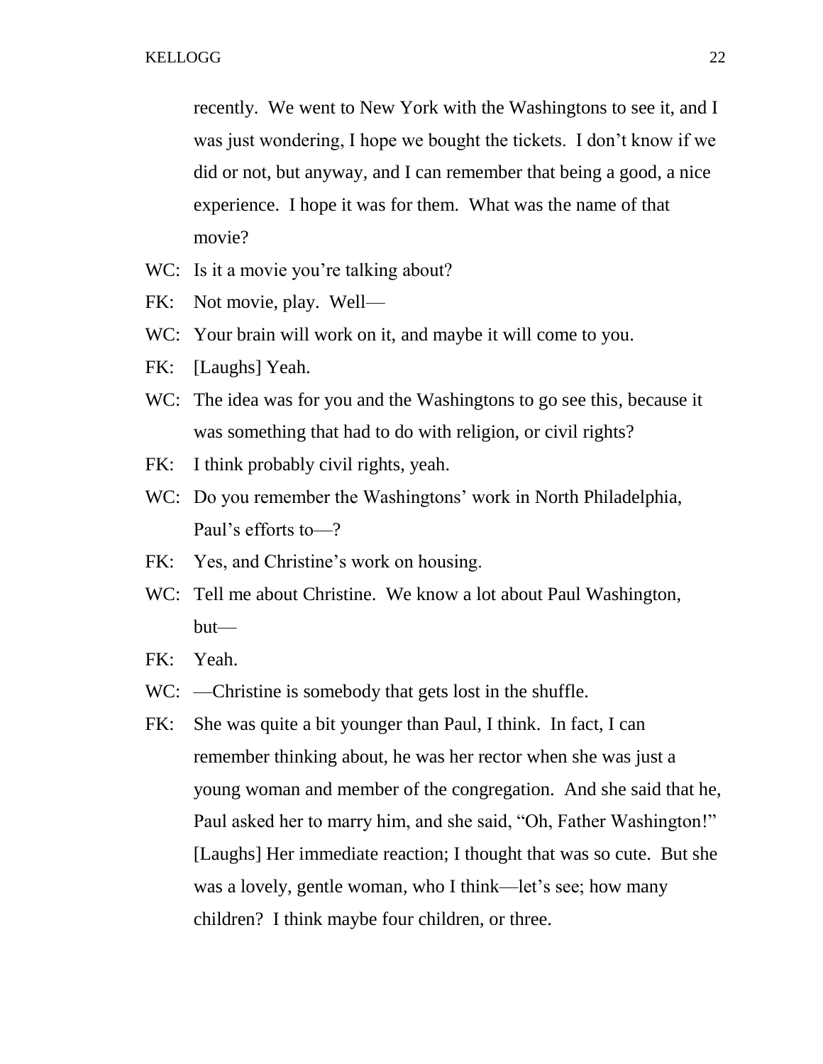recently. We went to New York with the Washingtons to see it, and I was just wondering, I hope we bought the tickets. I don't know if we did or not, but anyway, and I can remember that being a good, a nice experience. I hope it was for them. What was the name of that movie?

WC: Is it a movie you're talking about?

FK: Not movie, play. Well—

WC: Your brain will work on it, and maybe it will come to you.

FK: [Laughs] Yeah.

WC: The idea was for you and the Washingtons to go see this, because it was something that had to do with religion, or civil rights?

FK: I think probably civil rights, yeah.

WC: Do you remember the Washingtons' work in North Philadelphia, Paul's efforts to—?

FK: Yes, and Christine's work on housing.

WC: Tell me about Christine. We know a lot about Paul Washington, but—

FK: Yeah.

WC: —Christine is somebody that gets lost in the shuffle.

FK: She was quite a bit younger than Paul, I think. In fact, I can remember thinking about, he was her rector when she was just a young woman and member of the congregation. And she said that he, Paul asked her to marry him, and she said, "Oh, Father Washington!" [Laughs] Her immediate reaction; I thought that was so cute. But she was a lovely, gentle woman, who I think—let's see; how many children? I think maybe four children, or three.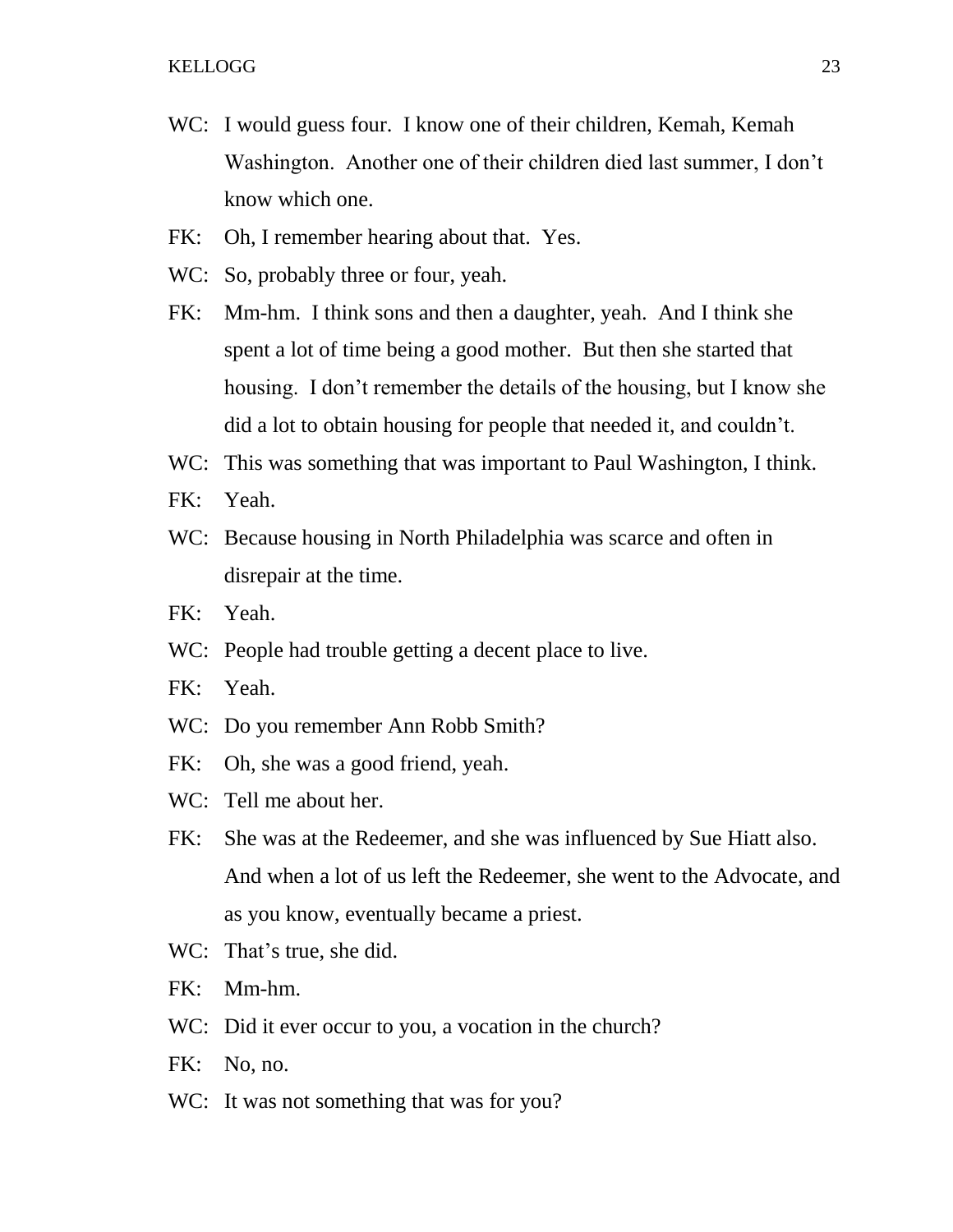WC: I would guess four. I know one of their children, Kemah, Kemah Washington. Another one of their children died last summer, I don't know which one.

FK: Oh, I remember hearing about that. Yes.

WC: So, probably three or four, yeah.

FK: Mm-hm. I think sons and then a daughter, yeah. And I think she spent a lot of time being a good mother. But then she started that housing. I don't remember the details of the housing, but I know she did a lot to obtain housing for people that needed it, and couldn't.

WC: This was something that was important to Paul Washington, I think.

FK: Yeah.

WC: Because housing in North Philadelphia was scarce and often in disrepair at the time.

FK: Yeah.

WC: People had trouble getting a decent place to live.

FK: Yeah.

WC: Do you remember Ann Robb Smith?

FK: Oh, she was a good friend, yeah.

WC: Tell me about her.

FK: She was at the Redeemer, and she was influenced by Sue Hiatt also. And when a lot of us left the Redeemer, she went to the Advocate, and as you know, eventually became a priest.

WC: That's true, she did.

FK: Mm-hm.

WC: Did it ever occur to you, a vocation in the church?

FK: No, no.

WC: It was not something that was for you?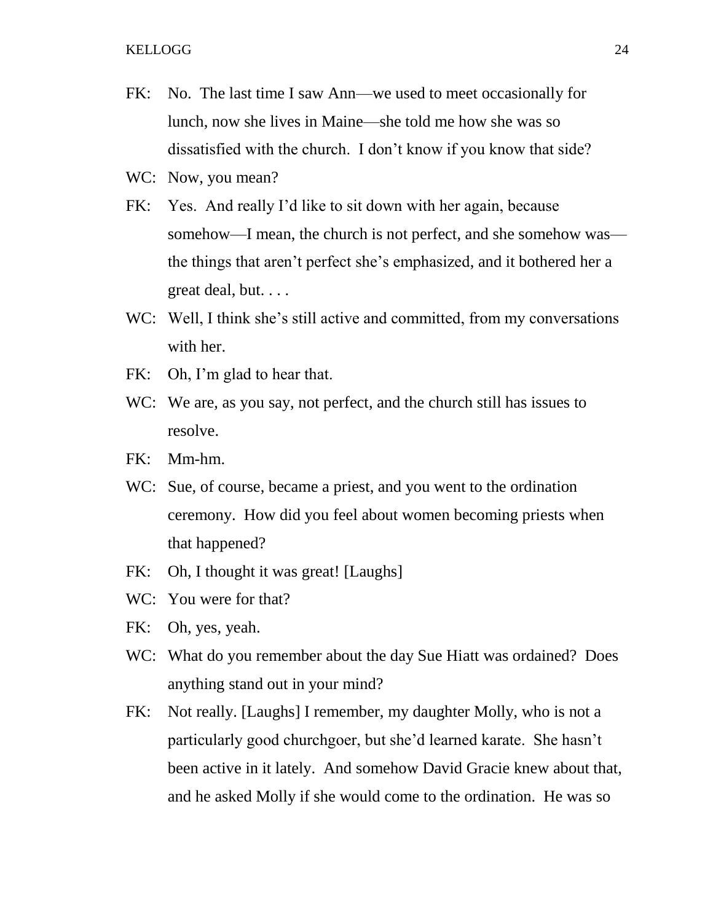FK: No. The last time I saw Ann—we used to meet occasionally for lunch, now she lives in Maine—she told me how she was so dissatisfied with the church. I don't know if you know that side?

WC: Now, you mean?

FK: Yes. And really I'd like to sit down with her again, because somehow—I mean, the church is not perfect, and she somehow was—the things that aren't perfect she's emphasized, and it bothered her a great deal, but. . . .

WC: Well, I think she's still active and committed, from my conversations with her.

FK: Oh, I'm glad to hear that.

WC: We are, as you say, not perfect, and the church still has issues to resolve.

FK: Mm-hm.

WC: Sue, of course, became a priest, and you went to the ordination ceremony. How did you feel about women becoming priests when that happened?

FK: Oh, I thought it was great! [Laughs]

WC: You were for that?

FK: Oh, yes, yeah.

WC: What do you remember about the day Sue Hiatt was ordained? Does anything stand out in your mind?

FK: Not really. [Laughs] I remember, my daughter Molly, who is not a particularly good churchgoer, but she'd learned karate. She hasn't been active in it lately. And somehow David Gracie knew about that, and he asked Molly if she would come to the ordination. He was so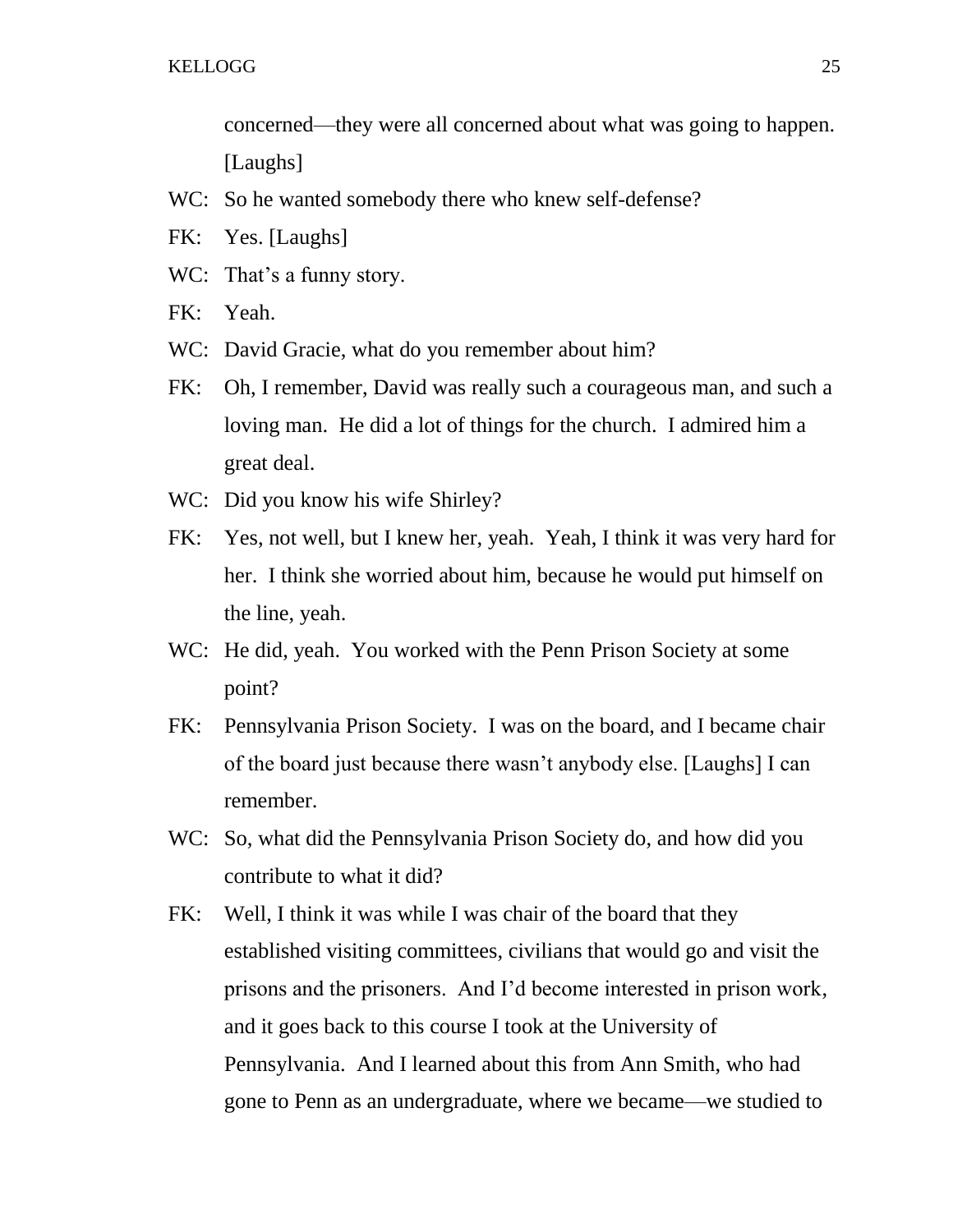concerned—they were all concerned about what was going to happen. [Laughs]

WC: So he wanted somebody there who knew self-defense?

FK: Yes. [Laughs]

WC: That's a funny story.

FK: Yeah.

WC: David Gracie, what do you remember about him?

FK: Oh, I remember, David was really such a courageous man, and such a loving man. He did a lot of things for the church. I admired him a great deal.

WC: Did you know his wife Shirley?

FK: Yes, not well, but I knew her, yeah. Yeah, I think it was very hard for her. I think she worried about him, because he would put himself on the line, yeah.

WC: He did, yeah. You worked with the Penn Prison Society at some point?

FK: Pennsylvania Prison Society. I was on the board, and I became chair of the board just because there wasn't anybody else. [Laughs] I can remember.

WC: So, what did the Pennsylvania Prison Society do, and how did you contribute to what it did?

FK: Well, I think it was while I was chair of the board that they established visiting committees, civilians that would go and visit the prisons and the prisoners. And I'd become interested in prison work, and it goes back to this course I took at the University of Pennsylvania. And I learned about this from Ann Smith, who had gone to Penn as an undergraduate, where we became—we studied to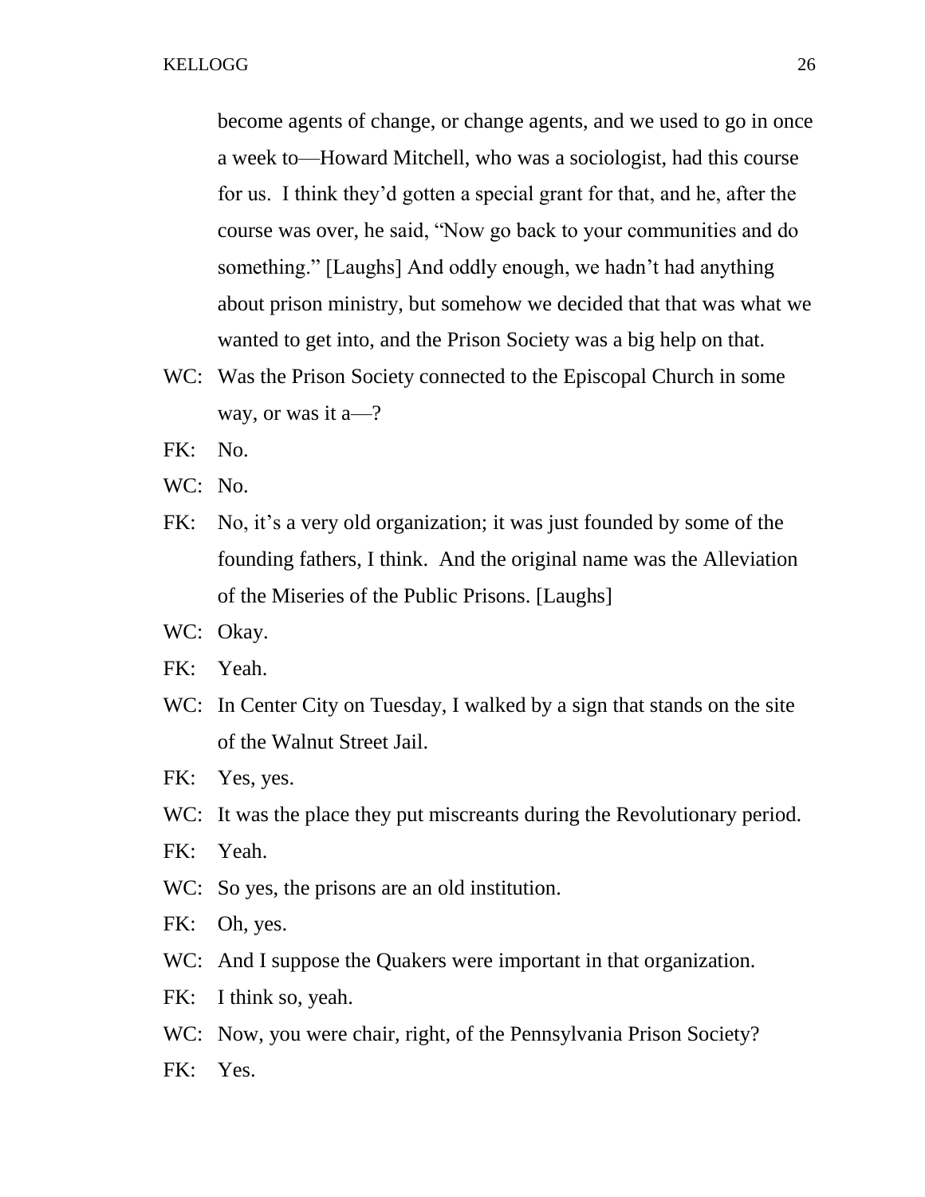become agents of change, or change agents, and we used to go in once a week to—Howard Mitchell, who was a sociologist, had this course for us. I think they'd gotten a special grant for that, and he, after the course was over, he said, "Now go back to your communities and do something." [Laughs] And oddly enough, we hadn't had anything about prison ministry, but somehow we decided that that was what we wanted to get into, and the Prison Society was a big help on that.

WC: Was the Prison Society connected to the Episcopal Church in some way, or was it a—?

FK: No.

WC: No.

FK: No, it's a very old organization; it was just founded by some of the founding fathers, I think. And the original name was the Alleviation of the Miseries of the Public Prisons. [Laughs]

WC: Okay.

FK: Yeah.

WC: In Center City on Tuesday, I walked by a sign that stands on the site of the Walnut Street Jail.

FK: Yes, yes.

WC: It was the place they put miscreants during the Revolutionary period.

FK: Yeah.

WC: So yes, the prisons are an old institution.

FK: Oh, yes.

WC: And I suppose the Quakers were important in that organization.

FK: I think so, yeah.

WC: Now, you were chair, right, of the Pennsylvania Prison Society?

FK: Yes.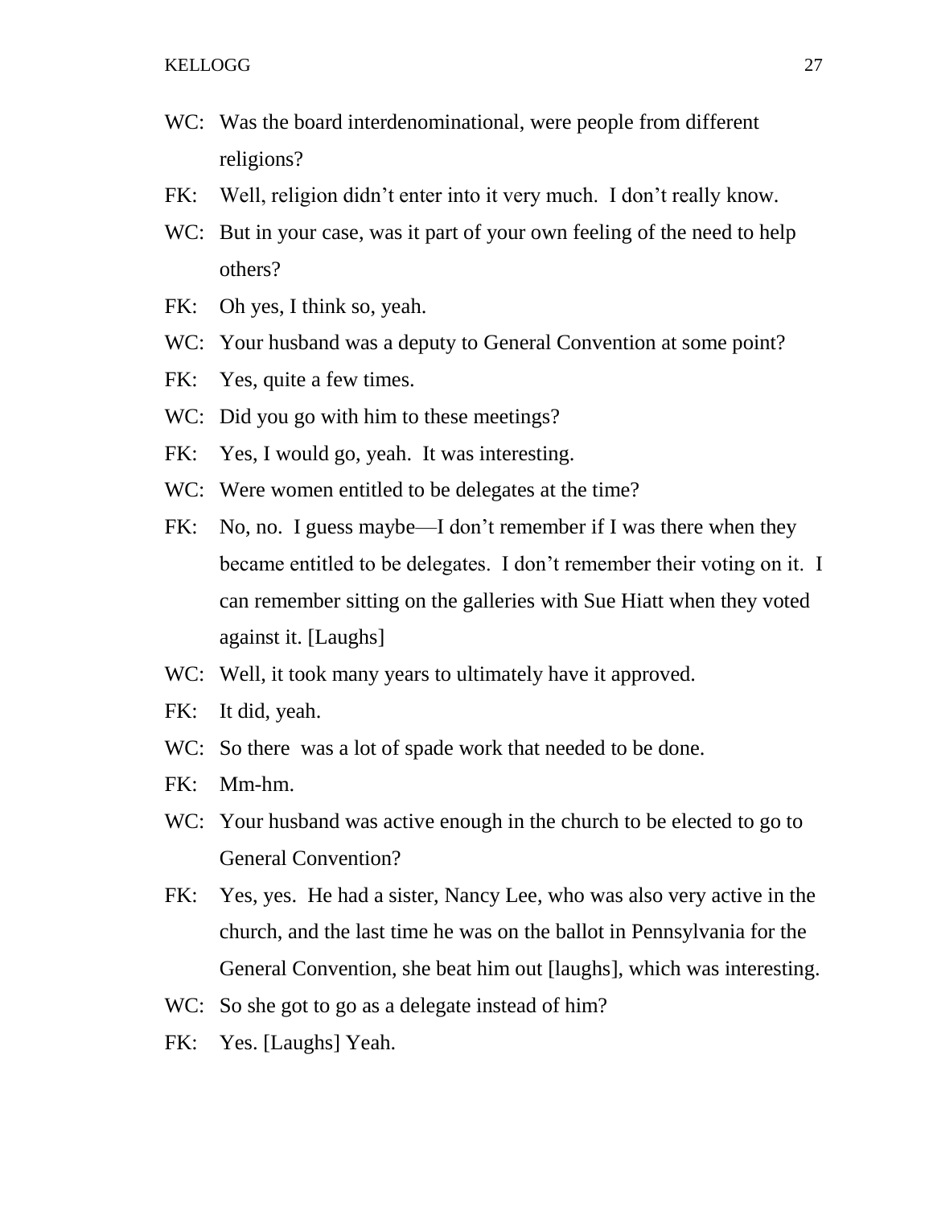WC: Was the board interdenominational, were people from different religions?

FK: Well, religion didn't enter into it very much. I don't really know.

WC: But in your case, was it part of your own feeling of the need to help others?

FK: Oh yes, I think so, yeah.

WC: Your husband was a deputy to General Convention at some point?

FK: Yes, quite a few times.

WC: Did you go with him to these meetings?

FK: Yes, I would go, yeah. It was interesting.

WC: Were women entitled to be delegates at the time?

FK: No, no. I guess maybe—I don't remember if I was there when they became entitled to be delegates. I don't remember their voting on it. I can remember sitting on the galleries with Sue Hiatt when they voted against it. [Laughs]

WC: Well, it took many years to ultimately have it approved.

FK: It did, yeah.

WC: So there was a lot of spade work that needed to be done.

FK: Mm-hm.

WC: Your husband was active enough in the church to be elected to go to General Convention?

FK: Yes, yes. He had a sister, Nancy Lee, who was also very active in the church, and the last time he was on the ballot in Pennsylvania for the General Convention, she beat him out [laughs], which was interesting.

WC: So she got to go as a delegate instead of him?

FK: Yes. [Laughs] Yeah.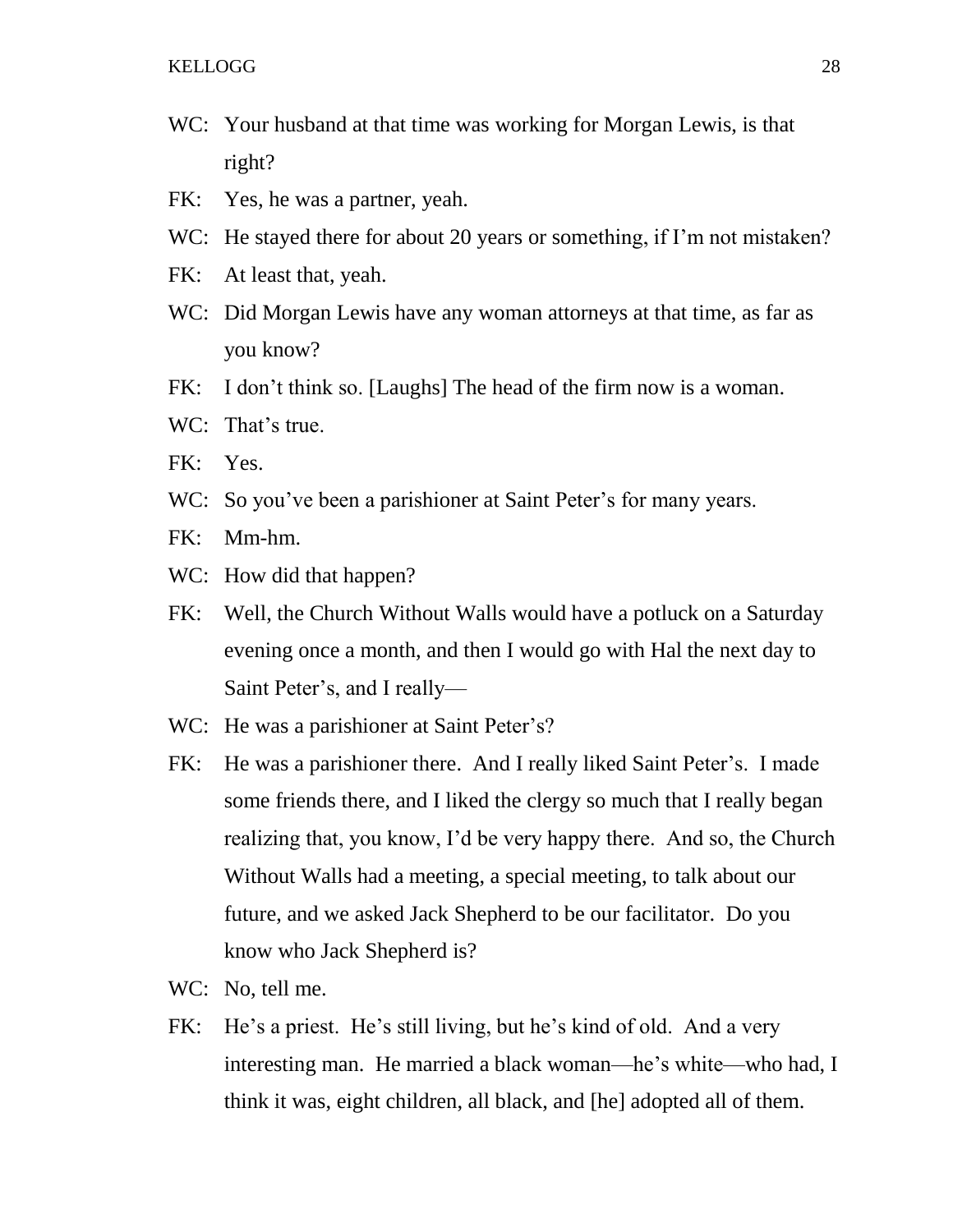WC: Your husband at that time was working for Morgan Lewis, is that right?

FK: Yes, he was a partner, yeah.

WC: He stayed there for about 20 years or something, if I'm not mistaken?

FK: At least that, yeah.

WC: Did Morgan Lewis have any woman attorneys at that time, as far as you know?

FK: I don't think so. [Laughs] The head of the firm now is a woman.

WC: That's true.

FK: Yes.

WC: So you've been a parishioner at Saint Peter's for many years.

FK: Mm-hm.

WC: How did that happen?

FK: Well, the Church Without Walls would have a potluck on a Saturday evening once a month, and then I would go with Hal the next day to Saint Peter's, and I really—

WC: He was a parishioner at Saint Peter's?

FK: He was a parishioner there. And I really liked Saint Peter's. I made some friends there, and I liked the clergy so much that I really began realizing that, you know, I'd be very happy there. And so, the Church Without Walls had a meeting, a special meeting, to talk about our future, and we asked Jack Shepherd to be our facilitator. Do you know who Jack Shepherd is?

WC: No, tell me.

FK: He's a priest. He's still living, but he's kind of old. And a very interesting man. He married a black woman—he's white—who had, I think it was, eight children, all black, and [he] adopted all of them.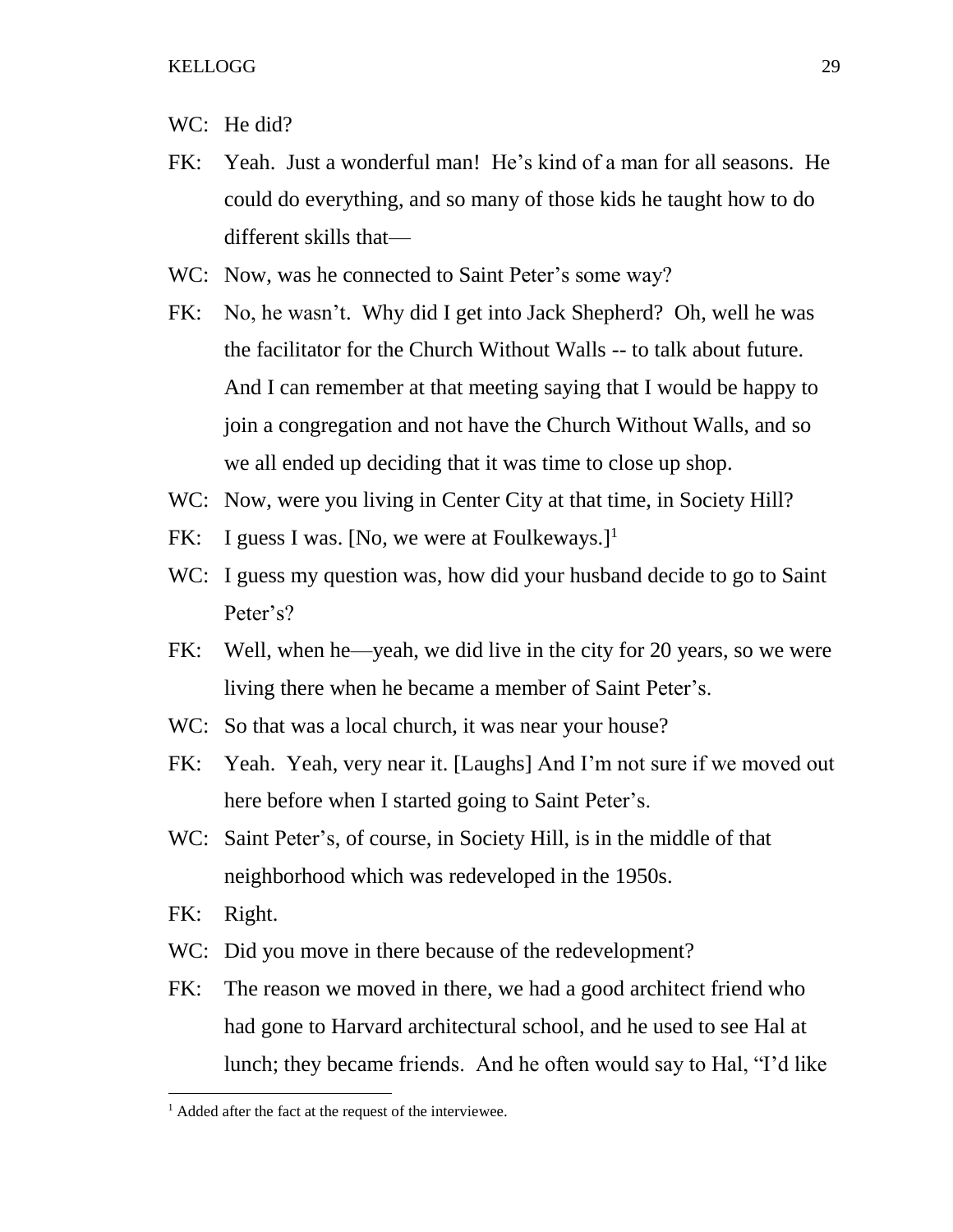WC: He did?

FK: Yeah. Just a wonderful man! He's kind of a man for all seasons. He could do everything, and so many of those kids he taught how to do different skills that—

WC: Now, was he connected to Saint Peter's some way?

FK: No, he wasn't. Why did I get into Jack Shepherd? Oh, well he was the facilitator for the Church Without Walls -- to talk about future. And I can remember at that meeting saying that I would be happy to join a congregation and not have the Church Without Walls, and so we all ended up deciding that it was time to close up shop.

WC: Now, were you living in Center City at that time, in Society Hill?

FK: I guess I was. [No, we were at Foulkeways.][1]

WC: I guess my question was, how did your husband decide to go to Saint Peter's?

FK: Well, when he—yeah, we did live in the city for 20 years, so we were living there when he became a member of Saint Peter's.

WC: So that was a local church, it was near your house?

FK: Yeah. Yeah, very near it. [Laughs] And I'm not sure if we moved out here before when I started going to Saint Peter's.

WC: Saint Peter's, of course, in Society Hill, is in the middle of that neighborhood which was redeveloped in the 1950s.

FK: Right.

WC: Did you move in there because of the redevelopment?

FK: The reason we moved in there, we had a good architect friend who had gone to Harvard architectural school, and he used to see Hal at lunch; they became friends. And he often would say to Hal, "I'd like

[1] Added after the fact at the request of the interviewee.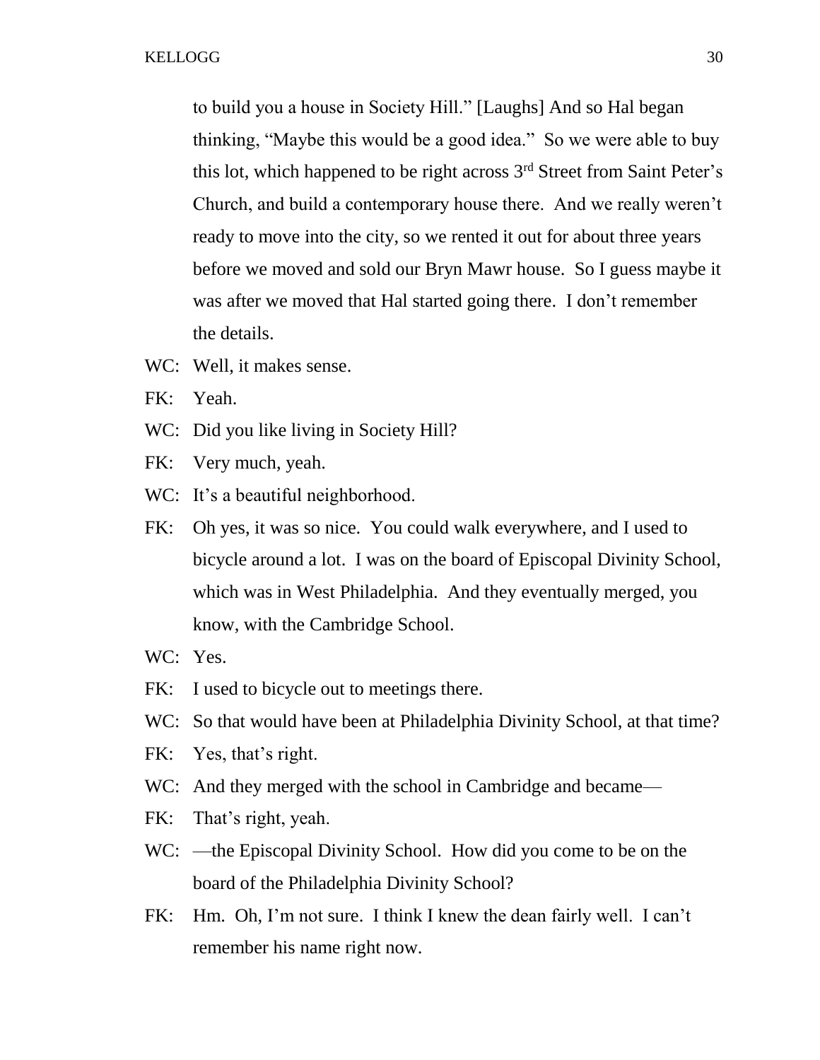to build you a house in Society Hill." [Laughs] And so Hal began thinking, "Maybe this would be a good idea." So we were able to buy this lot, which happened to be right across 3rd Street from Saint Peter's Church, and build a contemporary house there. And we really weren't ready to move into the city, so we rented it out for about three years before we moved and sold our Bryn Mawr house. So I guess maybe it was after we moved that Hal started going there. I don't remember the details.

WC: Well, it makes sense.

FK: Yeah.

WC: Did you like living in Society Hill?

FK: Very much, yeah.

WC: It's a beautiful neighborhood.

FK: Oh yes, it was so nice. You could walk everywhere, and I used to bicycle around a lot. I was on the board of Episcopal Divinity School, which was in West Philadelphia. And they eventually merged, you know, with the Cambridge School.

WC: Yes.

FK: I used to bicycle out to meetings there.

WC: So that would have been at Philadelphia Divinity School, at that time?

FK: Yes, that's right.

WC: And they merged with the school in Cambridge and became—

FK: That's right, yeah.

WC: —the Episcopal Divinity School. How did you come to be on the board of the Philadelphia Divinity School?

FK: Hm. Oh, I'm not sure. I think I knew the dean fairly well. I can't remember his name right now.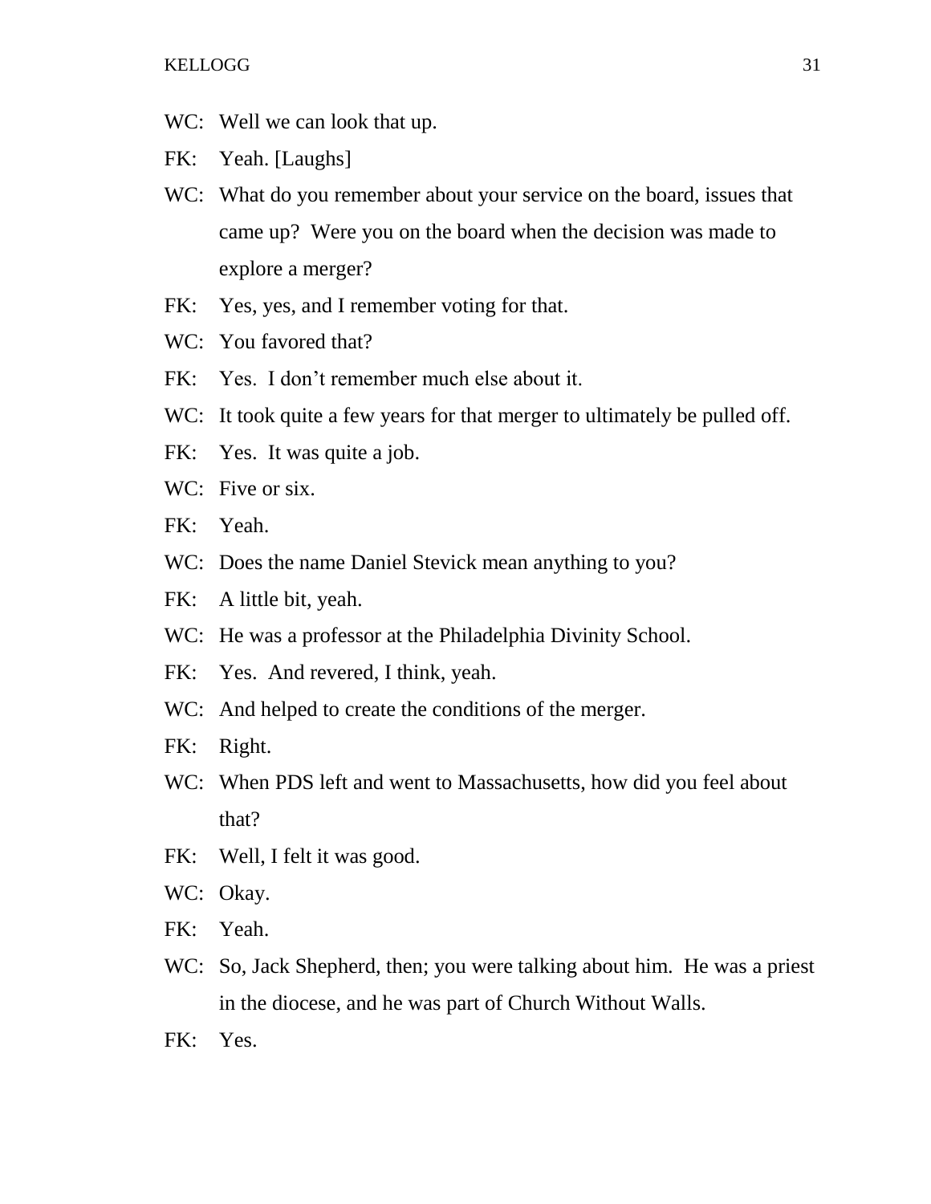WC: Well we can look that up.

FK: Yeah. [Laughs]

WC: What do you remember about your service on the board, issues that came up? Were you on the board when the decision was made to explore a merger?

FK: Yes, yes, and I remember voting for that.

WC: You favored that?

FK: Yes. I don't remember much else about it.

WC: It took quite a few years for that merger to ultimately be pulled off.

FK: Yes. It was quite a job.

WC: Five or six.

FK: Yeah.

WC: Does the name Daniel Stevick mean anything to you?

FK: A little bit, yeah.

WC: He was a professor at the Philadelphia Divinity School.

FK: Yes. And revered, I think, yeah.

WC: And helped to create the conditions of the merger.

FK: Right.

WC: When PDS left and went to Massachusetts, how did you feel about that?

FK: Well, I felt it was good.

WC: Okay.

FK: Yeah.

WC: So, Jack Shepherd, then; you were talking about him. He was a priest in the diocese, and he was part of Church Without Walls.

FK: Yes.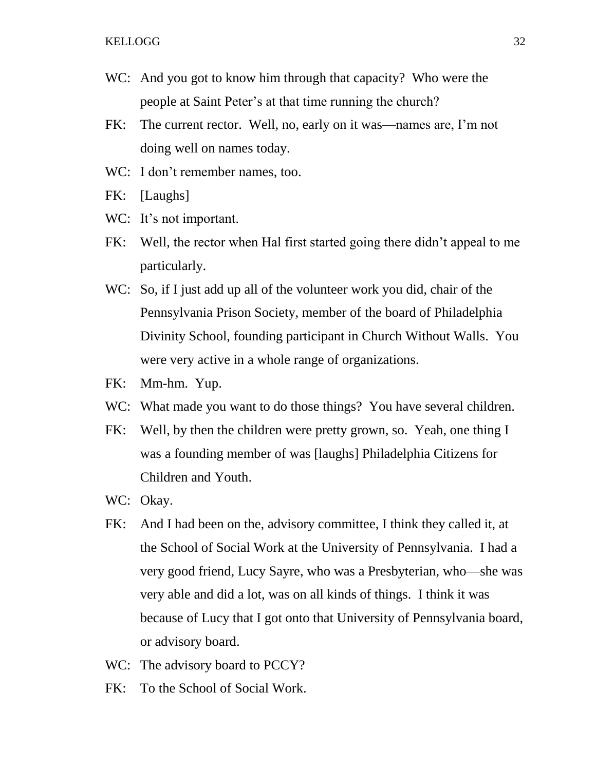WC: And you got to know him through that capacity? Who were the people at Saint Peter's at that time running the church?

FK: The current rector. Well, no, early on it was—names are, I'm not doing well on names today.

WC: I don't remember names, too.

FK: [Laughs]

WC: It's not important.

FK: Well, the rector when Hal first started going there didn't appeal to me particularly.

WC: So, if I just add up all of the volunteer work you did, chair of the Pennsylvania Prison Society, member of the board of Philadelphia Divinity School, founding participant in Church Without Walls. You were very active in a whole range of organizations.

FK: Mm-hm. Yup.

WC: What made you want to do those things? You have several children.

FK: Well, by then the children were pretty grown, so. Yeah, one thing I was a founding member of was [laughs] Philadelphia Citizens for Children and Youth.

WC: Okay.

FK: And I had been on the, advisory committee, I think they called it, at the School of Social Work at the University of Pennsylvania. I had a very good friend, Lucy Sayre, who was a Presbyterian, who—she was very able and did a lot, was on all kinds of things. I think it was because of Lucy that I got onto that University of Pennsylvania board, or advisory board.

WC: The advisory board to PCCY?

FK: To the School of Social Work.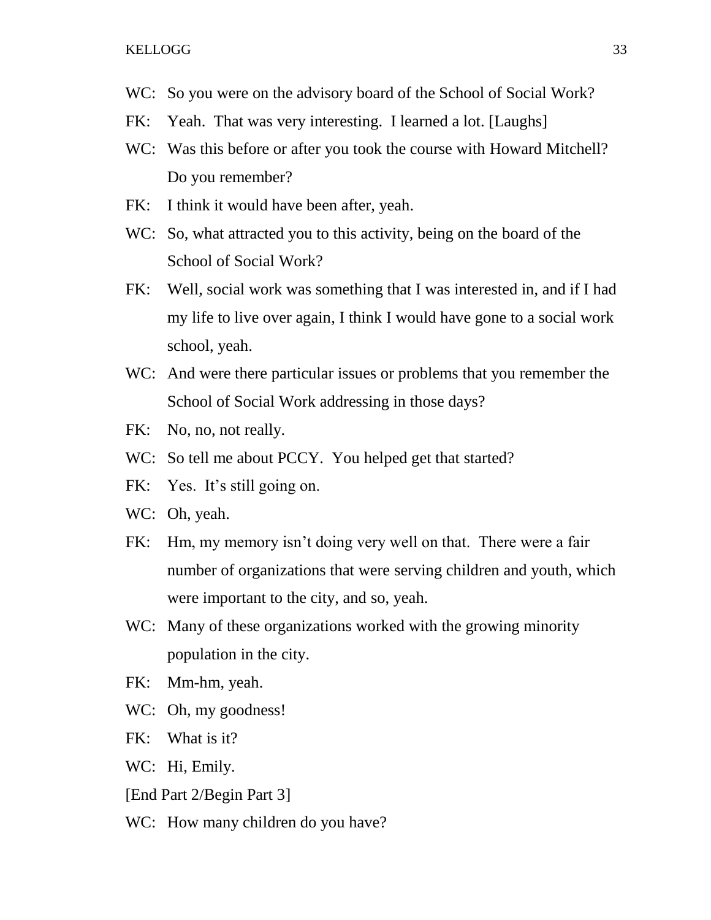WC: So you were on the advisory board of the School of Social Work?

FK: Yeah. That was very interesting. I learned a lot. [Laughs]

WC: Was this before or after you took the course with Howard Mitchell? Do you remember?

FK: I think it would have been after, yeah.

WC: So, what attracted you to this activity, being on the board of the School of Social Work?

FK: Well, social work was something that I was interested in, and if I had my life to live over again, I think I would have gone to a social work school, yeah.

WC: And were there particular issues or problems that you remember the School of Social Work addressing in those days?

FK: No, no, not really.

WC: So tell me about PCCY. You helped get that started?

FK: Yes. It's still going on.

WC: Oh, yeah.

FK: Hm, my memory isn't doing very well on that. There were a fair number of organizations that were serving children and youth, which were important to the city, and so, yeah.

WC: Many of these organizations worked with the growing minority population in the city.

FK: Mm-hm, yeah.

WC: Oh, my goodness!

FK: What is it?

WC: Hi, Emily.

[End Part 2/Begin Part 3]

WC: How many children do you have?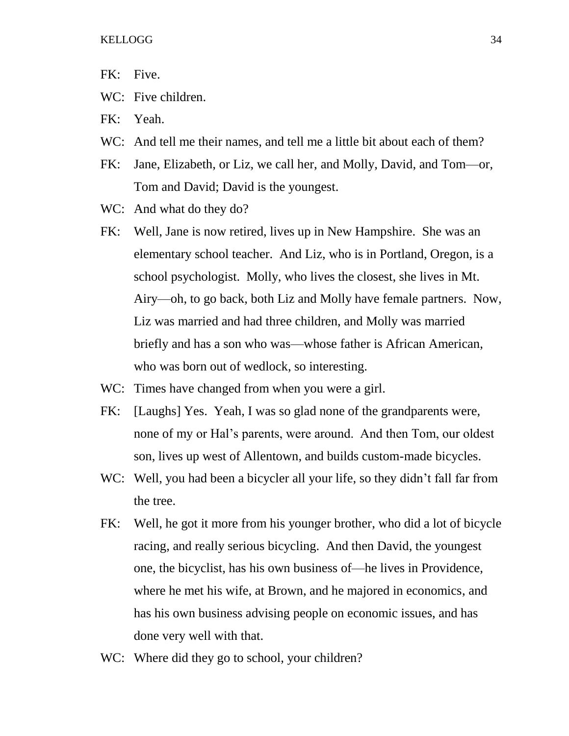FK: Five.

WC: Five children.

FK: Yeah.

WC: And tell me their names, and tell me a little bit about each of them?

FK: Jane, Elizabeth, or Liz, we call her, and Molly, David, and Tom—or, Tom and David; David is the youngest.

WC: And what do they do?

FK: Well, Jane is now retired, lives up in New Hampshire. She was an elementary school teacher. And Liz, who is in Portland, Oregon, is a school psychologist. Molly, who lives the closest, she lives in Mt. Airy—oh, to go back, both Liz and Molly have female partners. Now, Liz was married and had three children, and Molly was married briefly and has a son who was—whose father is African American, who was born out of wedlock, so interesting.

WC: Times have changed from when you were a girl.

FK: [Laughs] Yes. Yeah, I was so glad none of the grandparents were, none of my or Hal's parents, were around. And then Tom, our oldest son, lives up west of Allentown, and builds custom-made bicycles.

WC: Well, you had been a bicycler all your life, so they didn't fall far from the tree.

FK: Well, he got it more from his younger brother, who did a lot of bicycle racing, and really serious bicycling. And then David, the youngest one, the bicyclist, has his own business of—he lives in Providence, where he met his wife, at Brown, and he majored in economics, and has his own business advising people on economic issues, and has done very well with that.

WC: Where did they go to school, your children?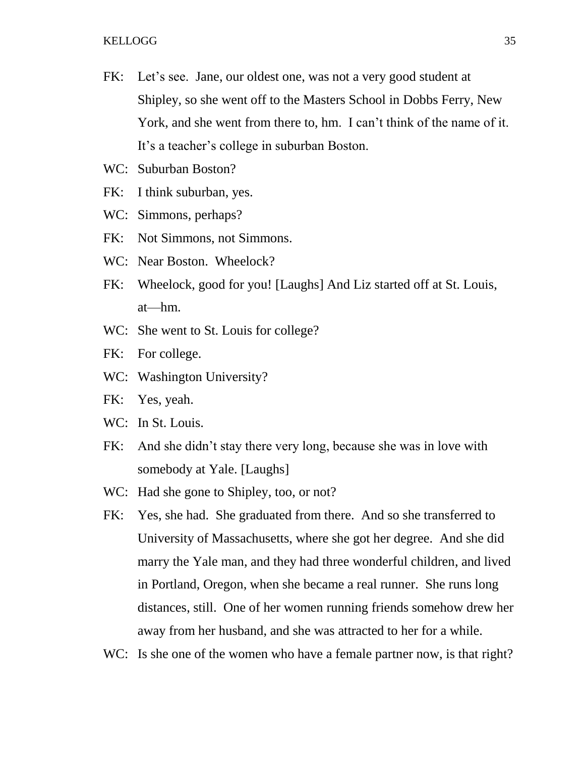FK: Let's see. Jane, our oldest one, was not a very good student at Shipley, so she went off to the Masters School in Dobbs Ferry, New York, and she went from there to, hm. I can't think of the name of it. It's a teacher's college in suburban Boston.

WC: Suburban Boston?

FK: I think suburban, yes.

WC: Simmons, perhaps?

FK: Not Simmons, not Simmons.

WC: Near Boston. Wheelock?

FK: Wheelock, good for you! [Laughs] And Liz started off at St. Louis, at—hm.

WC: She went to St. Louis for college?

FK: For college.

WC: Washington University?

FK: Yes, yeah.

WC: In St. Louis.

FK: And she didn't stay there very long, because she was in love with somebody at Yale. [Laughs]

WC: Had she gone to Shipley, too, or not?

FK: Yes, she had. She graduated from there. And so she transferred to University of Massachusetts, where she got her degree. And she did marry the Yale man, and they had three wonderful children, and lived in Portland, Oregon, when she became a real runner. She runs long distances, still. One of her women running friends somehow drew her away from her husband, and she was attracted to her for a while.

WC: Is she one of the women who have a female partner now, is that right?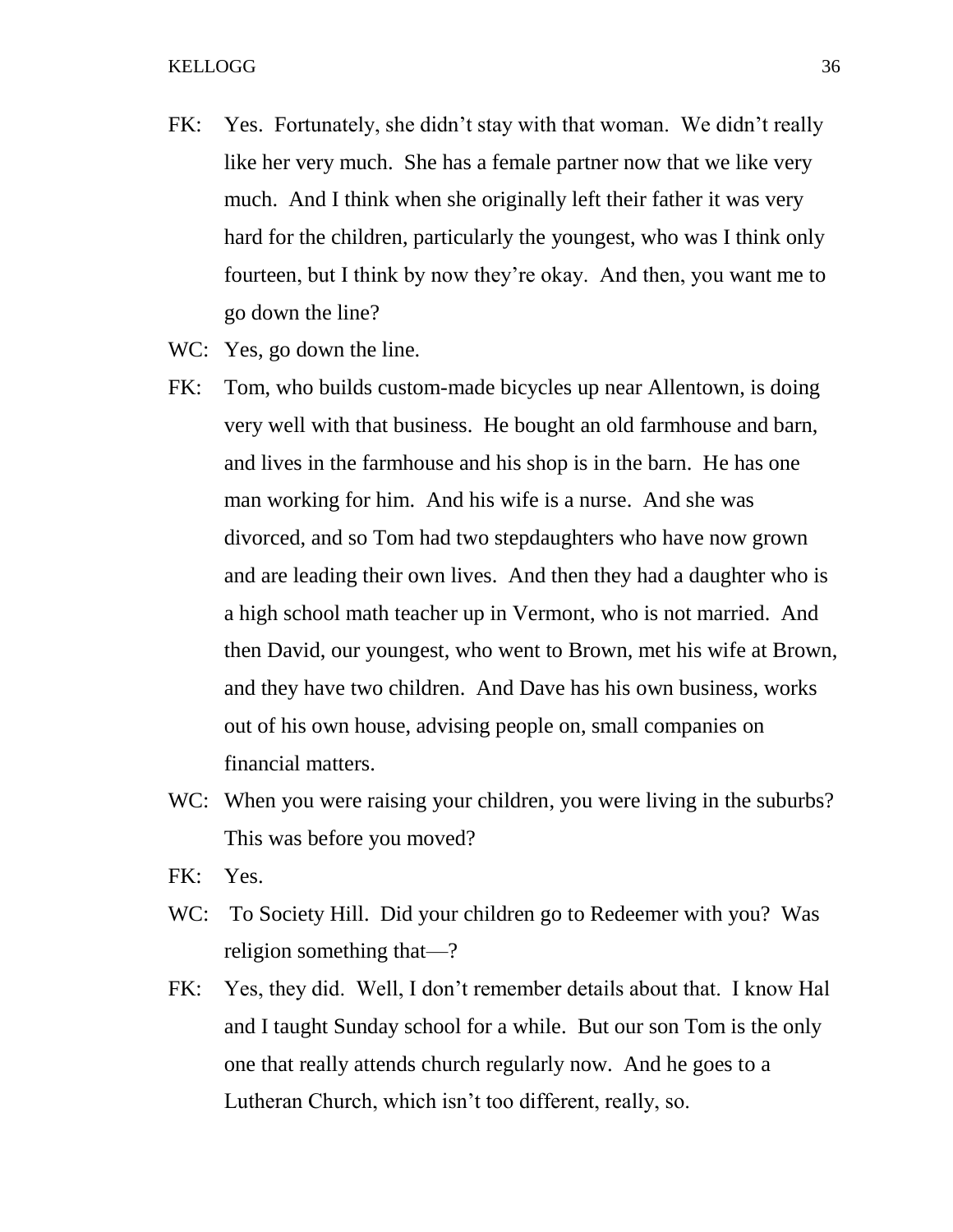FK: Yes. Fortunately, she didn't stay with that woman. We didn't really like her very much. She has a female partner now that we like very much. And I think when she originally left their father it was very hard for the children, particularly the youngest, who was I think only fourteen, but I think by now they're okay. And then, you want me to go down the line?

WC: Yes, go down the line.

FK: Tom, who builds custom-made bicycles up near Allentown, is doing very well with that business. He bought an old farmhouse and barn, and lives in the farmhouse and his shop is in the barn. He has one man working for him. And his wife is a nurse. And she was divorced, and so Tom had two stepdaughters who have now grown and are leading their own lives. And then they had a daughter who is a high school math teacher up in Vermont, who is not married. And then David, our youngest, who went to Brown, met his wife at Brown, and they have two children. And Dave has his own business, works out of his own house, advising people on, small companies on financial matters.

WC: When you were raising your children, you were living in the suburbs? This was before you moved?

FK: Yes.

WC: To Society Hill. Did your children go to Redeemer with you? Was religion something that—?

FK: Yes, they did. Well, I don't remember details about that. I know Hal and I taught Sunday school for a while. But our son Tom is the only one that really attends church regularly now. And he goes to a Lutheran Church, which isn't too different, really, so.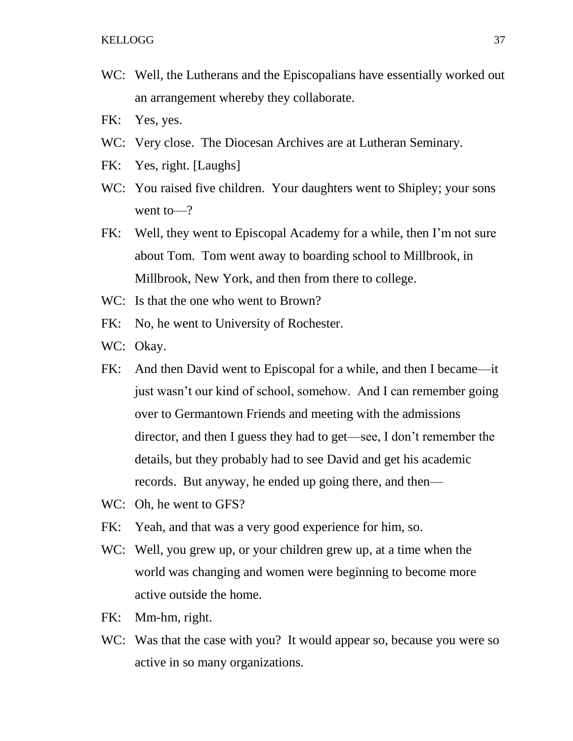WC: Well, the Lutherans and the Episcopalians have essentially worked out an arrangement whereby they collaborate.

FK: Yes, yes.

WC: Very close. The Diocesan Archives are at Lutheran Seminary.

FK: Yes, right. [Laughs]

WC: You raised five children. Your daughters went to Shipley; your sons went to—?

FK: Well, they went to Episcopal Academy for a while, then I'm not sure about Tom. Tom went away to boarding school to Millbrook, in Millbrook, New York, and then from there to college.

WC: Is that the one who went to Brown?

FK: No, he went to University of Rochester.

WC: Okay.

FK: And then David went to Episcopal for a while, and then I became—it just wasn't our kind of school, somehow. And I can remember going over to Germantown Friends and meeting with the admissions director, and then I guess they had to get—see, I don't remember the details, but they probably had to see David and get his academic records. But anyway, he ended up going there, and then—

WC: Oh, he went to GFS?

FK: Yeah, and that was a very good experience for him, so.

WC: Well, you grew up, or your children grew up, at a time when the world was changing and women were beginning to become more active outside the home.

FK: Mm-hm, right.

WC: Was that the case with you? It would appear so, because you were so active in so many organizations.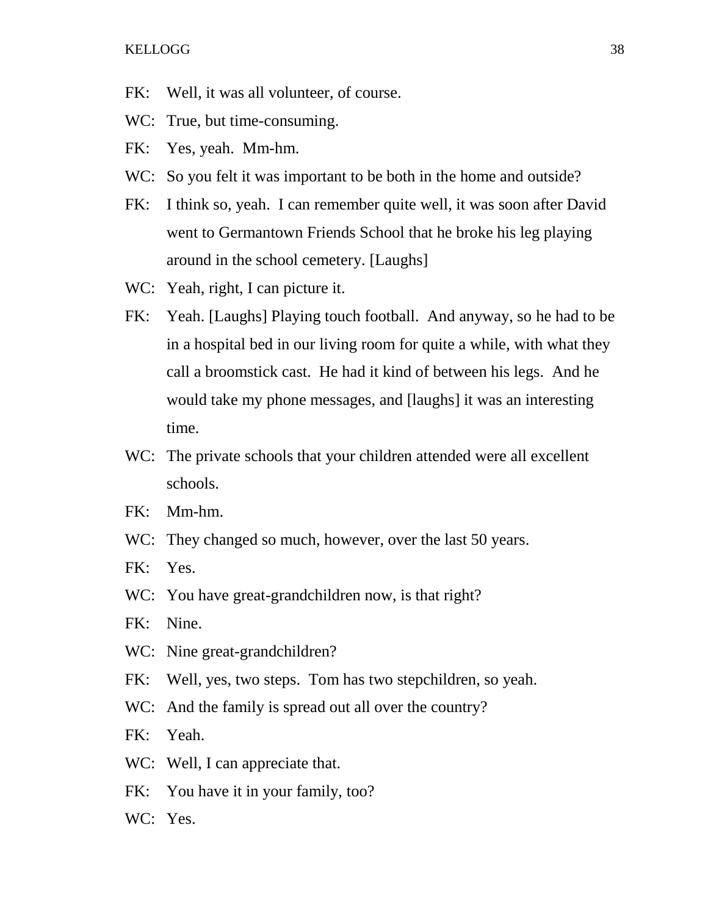FK: Well, it was all volunteer, of course.

WC: True, but time-consuming.

FK: Yes, yeah. Mm-hm.

WC: So you felt it was important to be both in the home and outside?

FK: I think so, yeah. I can remember quite well, it was soon after David went to Germantown Friends School that he broke his leg playing around in the school cemetery. [Laughs]

WC: Yeah, right, I can picture it.

FK: Yeah. [Laughs] Playing touch football. And anyway, so he had to be in a hospital bed in our living room for quite a while, with what they call a broomstick cast. He had it kind of between his legs. And he would take my phone messages, and [laughs] it was an interesting time.

WC: The private schools that your children attended were all excellent schools.

FK: Mm-hm.

WC: They changed so much, however, over the last 50 years.

FK: Yes.

WC: You have great-grandchildren now, is that right?

FK: Nine.

WC: Nine great-grandchildren?

FK: Well, yes, two steps. Tom has two stepchildren, so yeah.

WC: And the family is spread out all over the country?

FK: Yeah.

WC: Well, I can appreciate that.

FK: You have it in your family, too?

WC: Yes.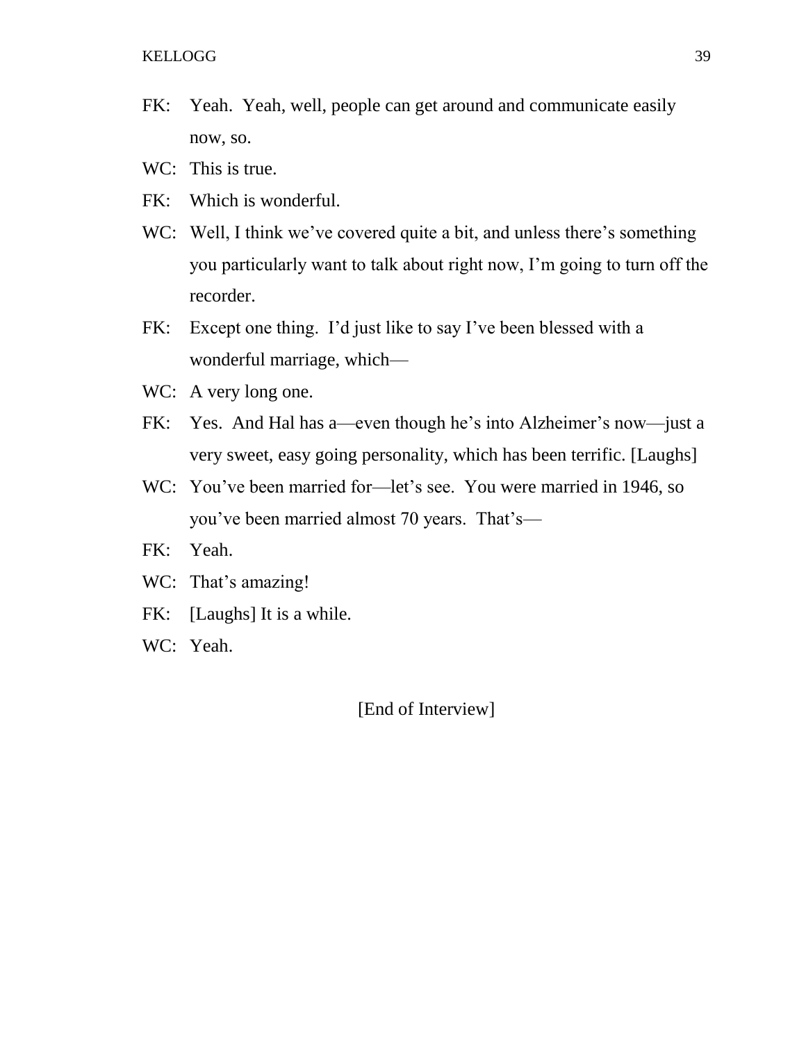FK: Yeah. Yeah, well, people can get around and communicate easily now, so.

WC: This is true.

FK: Which is wonderful.

WC: Well, I think we've covered quite a bit, and unless there's something you particularly want to talk about right now, I'm going to turn off the recorder.

FK: Except one thing. I'd just like to say I've been blessed with a wonderful marriage, which—

WC: A very long one.

FK: Yes. And Hal has a—even though he's into Alzheimer's now—just a very sweet, easy going personality, which has been terrific. [Laughs]

WC: You've been married for—let's see. You were married in 1946, so you've been married almost 70 years. That's—

FK: Yeah.

WC: That's amazing!

FK: [Laughs] It is a while.

WC: Yeah.

[End of Interview]